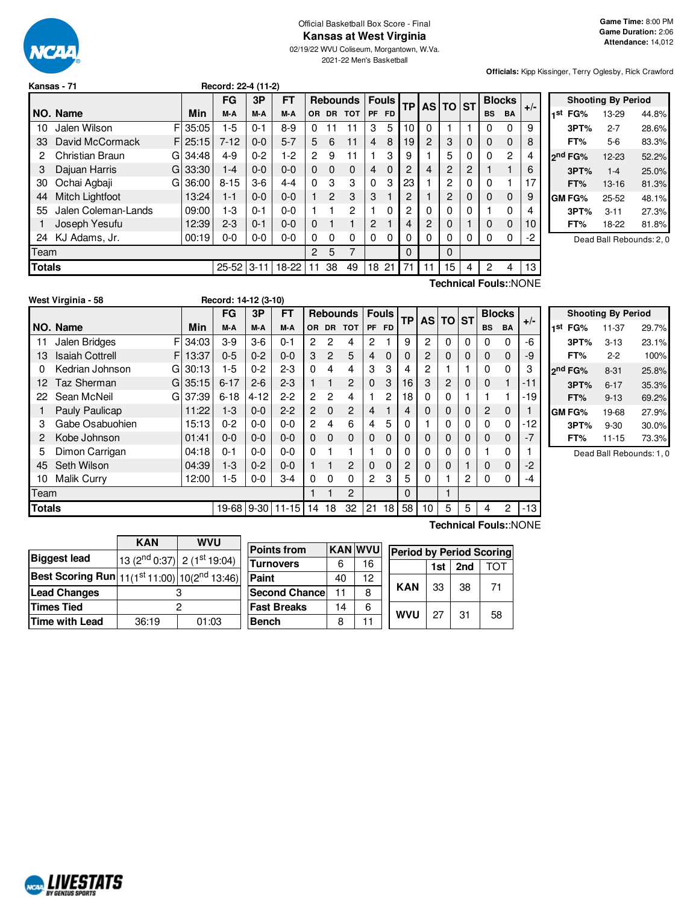Official Basketball Box Score - Final

# Kansas at West Virginia

02/19/22 WVU Coliseum, Morgantown, W.Va.

2021-22 Men's Basketball

**Game Time:** 8:00 PM
**Game Duration:** 2:06
**Attendance:** 14,012

**Officials:** Kipp Kissinger, Terry Oglesby, Rick Crawford

## Kansas - 71 Record: 22-4 (11-2)

| NO. | Name | | Min | FG M-A | 3P M-A | FT M-A | OR | DR | TOT | PF | FD | TP | AS | TO | ST | BS | BA | +/- |
|---|---|---|---|---|---|---|---|---|---|---|---|---|---|---|---|---|---|---|
| 10 | Jalen Wilson | F | 35:05 | 1-5 | 0-1 | 8-9 | 0 | 11 | 11 | 3 | 5 | 10 | 0 | 1 | 1 | 0 | 0 | 9 |
| 33 | David McCormack | F | 25:15 | 7-12 | 0-0 | 5-7 | 5 | 6 | 11 | 4 | 8 | 19 | 2 | 3 | 0 | 0 | 0 | 8 |
| 2 | Christian Braun | G | 34:48 | 4-9 | 0-2 | 1-2 | 2 | 9 | 11 | 1 | 3 | 9 | 1 | 5 | 0 | 0 | 2 | 4 |
| 3 | Dajuan Harris | G | 33:30 | 1-4 | 0-0 | 0-0 | 0 | 0 | 0 | 4 | 0 | 2 | 4 | 2 | 2 | 1 | 1 | 6 |
| 30 | Ochai Agbaji | G | 36:00 | 8-15 | 3-6 | 4-4 | 0 | 3 | 3 | 0 | 3 | 23 | 1 | 2 | 0 | 0 | 1 | 17 |
| 44 | Mitch Lightfoot | | 13:24 | 1-1 | 0-0 | 0-0 | 1 | 2 | 3 | 3 | 1 | 2 | 1 | 2 | 0 | 0 | 0 | 9 |
| 55 | Jalen Coleman-Lands | | 09:00 | 1-3 | 0-1 | 0-0 | 1 | 1 | 2 | 1 | 0 | 2 | 0 | 0 | 0 | 1 | 0 | 4 |
| 1 | Joseph Yesufu | | 12:39 | 2-3 | 0-1 | 0-0 | 0 | 1 | 1 | 2 | 1 | 4 | 2 | 0 | 1 | 0 | 0 | 10 |
| 24 | KJ Adams, Jr. | | 00:19 | 0-0 | 0-0 | 0-0 | 0 | 0 | 0 | 0 | 0 | 0 | 0 | 0 | 0 | 0 | 0 | -2 |
| | Team | | | | | | 2 | 5 | 7 | | | 0 | | 0 | | | | |
| | **Totals** | | | 25-52 | 3-11 | 18-22 | 11 | 38 | 49 | 18 | 21 | 71 | 11 | 15 | 4 | 2 | 4 | 13 |

Technical Fouls::NONE

| Shooting By Period | | |
|---|---|---|
| 1st FG% | 13-29 | 44.8% |
| 3PT% | 2-7 | 28.6% |
| FT% | 5-6 | 83.3% |
| 2nd FG% | 12-23 | 52.2% |
| 3PT% | 1-4 | 25.0% |
| FT% | 13-16 | 81.3% |
| GM FG% | 25-52 | 48.1% |
| 3PT% | 3-11 | 27.3% |
| FT% | 18-22 | 81.8% |

Dead Ball Rebounds: 2, 0

## West Virginia - 58 Record: 14-12 (3-10)

| NO. | Name | | Min | FG M-A | 3P M-A | FT M-A | OR | DR | TOT | PF | FD | TP | AS | TO | ST | BS | BA | +/- |
|---|---|---|---|---|---|---|---|---|---|---|---|---|---|---|---|---|---|---|
| 11 | Jalen Bridges | F | 34:03 | 3-9 | 3-6 | 0-1 | 2 | 2 | 4 | 2 | 1 | 9 | 2 | 0 | 0 | 0 | 0 | -6 |
| 13 | Isaiah Cottrell | F | 13:37 | 0-5 | 0-2 | 0-0 | 3 | 2 | 5 | 4 | 0 | 0 | 2 | 0 | 0 | 0 | 0 | -9 |
| 0 | Kedrian Johnson | G | 30:13 | 1-5 | 0-2 | 2-3 | 0 | 4 | 4 | 3 | 3 | 4 | 2 | 1 | 1 | 0 | 0 | 3 |
| 12 | Taz Sherman | G | 35:15 | 6-17 | 2-6 | 2-3 | 1 | 1 | 2 | 0 | 3 | 16 | 3 | 2 | 0 | 0 | 1 | -11 |
| 22 | Sean McNeil | G | 37:39 | 6-18 | 4-12 | 2-2 | 2 | 2 | 4 | 1 | 2 | 18 | 0 | 0 | 1 | 1 | 1 | -19 |
| 1 | Pauly Paulicap | | 11:22 | 1-3 | 0-0 | 2-2 | 2 | 0 | 2 | 4 | 1 | 4 | 0 | 0 | 0 | 2 | 0 | 1 |
| 3 | Gabe Osabuohien | | 15:13 | 0-2 | 0-0 | 0-0 | 2 | 4 | 6 | 4 | 5 | 0 | 1 | 0 | 0 | 0 | 0 | -12 |
| 2 | Kobe Johnson | | 01:41 | 0-0 | 0-0 | 0-0 | 0 | 0 | 0 | 0 | 0 | 0 | 0 | 0 | 0 | 0 | 0 | -7 |
| 5 | Dimon Carrigan | | 04:18 | 0-1 | 0-0 | 0-0 | 0 | 1 | 1 | 1 | 0 | 0 | 0 | 0 | 0 | 1 | 0 | 1 |
| 45 | Seth Wilson | | 04:39 | 1-3 | 0-2 | 0-0 | 1 | 1 | 2 | 0 | 0 | 2 | 0 | 0 | 1 | 0 | 0 | -2 |
| 10 | Malik Curry | | 12:00 | 1-5 | 0-0 | 3-4 | 0 | 0 | 0 | 2 | 3 | 5 | 0 | 1 | 2 | 0 | 0 | -4 |
| | Team | | | | | | 1 | 1 | 2 | | | 0 | | 1 | | | | |
| | **Totals** | | | 19-68 | 9-30 | 11-15 | 14 | 18 | 32 | 21 | 18 | 58 | 10 | 5 | 5 | 4 | 2 | -13 |

Technical Fouls::NONE

| Shooting By Period | | |
|---|---|---|
| 1st FG% | 11-37 | 29.7% |
| 3PT% | 3-13 | 23.1% |
| FT% | 2-2 | 100% |
| 2nd FG% | 8-31 | 25.8% |
| 3PT% | 6-17 | 35.3% |
| FT% | 9-13 | 69.2% |
| GM FG% | 19-68 | 27.9% |
| 3PT% | 9-30 | 30.0% |
| FT% | 11-15 | 73.3% |

Dead Ball Rebounds: 1, 0

| | KAN | WVU |
|---|---|---|
| Biggest lead | 13 (2nd 0:37) | 2 (1st 19:04) |
| Best Scoring Run | 11(1st 11:00) | 10(2nd 13:46) |
| Lead Changes | 3 | |
| Times Tied | 2 | |
| Time with Lead | 36:19 | 01:03 |

| Points from | KAN | WVU |
|---|---|---|
| Turnovers | 6 | 16 |
| Paint | 40 | 12 |
| Second Chance | 11 | 8 |
| Fast Breaks | 14 | 6 |
| Bench | 8 | 11 |

| Period by Period Scoring | 1st | 2nd | TOT |
|---|---|---|---|
| KAN | 33 | 38 | 71 |
| WVU | 27 | 31 | 58 |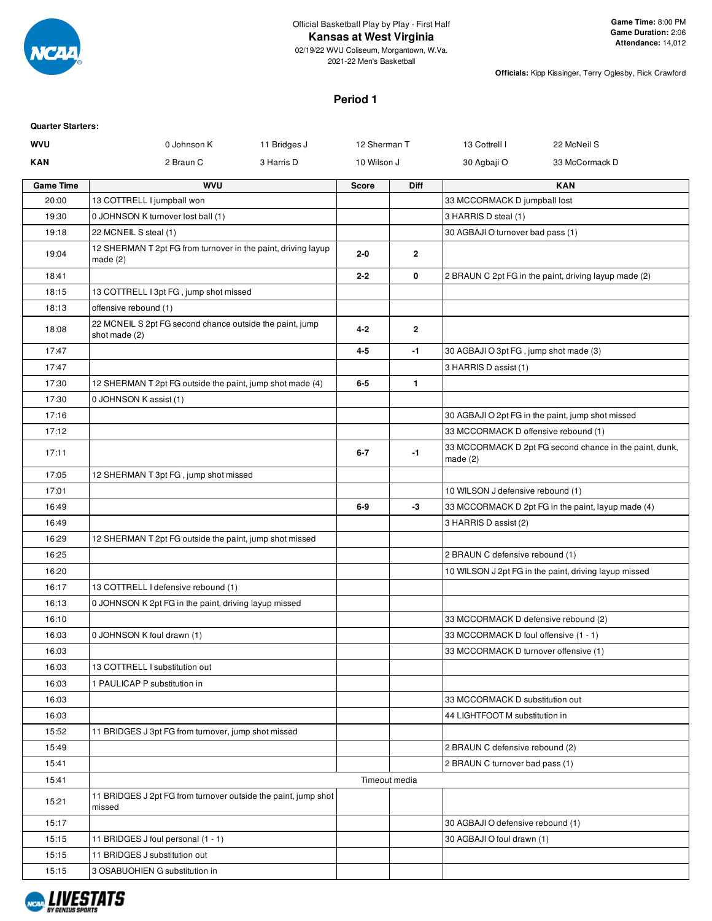Official Basketball Play by Play - First Half

# Kansas at West Virginia

02/19/22 WVU Coliseum, Morgantown, W.Va.
2021-22 Men's Basketball

**Game Time:** 8:00 PM
**Game Duration:** 2:06
**Attendance:** 14,012

**Officials:** Kipp Kissinger, Terry Oglesby, Rick Crawford

## Period 1

**Quarter Starters:**

| | | | | | |
|---|---|---|---|---|---|
| **WVU** | 0 Johnson K | 11 Bridges J | 12 Sherman T | 13 Cottrell I | 22 McNeil S |
| **KAN** | 2 Braun C | 3 Harris D | 10 Wilson J | 30 Agbaji O | 33 McCormack D |

| Game Time | WVU | Score | Diff | KAN |
|---|---|---|---|---|
| 20:00 | 13 COTTRELL I jumpball won | | | 33 MCCORMACK D jumpball lost |
| 19:30 | 0 JOHNSON K turnover lost ball (1) | | | 3 HARRIS D steal (1) |
| 19:18 | 22 MCNEIL S steal (1) | | | 30 AGBAJI O turnover bad pass (1) |
| 19:04 | 12 SHERMAN T 2pt FG from turnover in the paint, driving layup made (2) | 2-0 | 2 | |
| 18:41 | | 2-2 | 0 | 2 BRAUN C 2pt FG in the paint, driving layup made (2) |
| 18:15 | 13 COTTRELL I 3pt FG , jump shot missed | | | |
| 18:13 | offensive rebound (1) | | | |
| 18:08 | 22 MCNEIL S 2pt FG second chance outside the paint, jump shot made (2) | 4-2 | 2 | |
| 17:47 | | 4-5 | -1 | 30 AGBAJI O 3pt FG , jump shot made (3) |
| 17:47 | | | | 3 HARRIS D assist (1) |
| 17:30 | 12 SHERMAN T 2pt FG outside the paint, jump shot made (4) | 6-5 | 1 | |
| 17:30 | 0 JOHNSON K assist (1) | | | |
| 17:16 | | | | 30 AGBAJI O 2pt FG in the paint, jump shot missed |
| 17:12 | | | | 33 MCCORMACK D offensive rebound (1) |
| 17:11 | | 6-7 | -1 | 33 MCCORMACK D 2pt FG second chance in the paint, dunk, made (2) |
| 17:05 | 12 SHERMAN T 3pt FG , jump shot missed | | | |
| 17:01 | | | | 10 WILSON J defensive rebound (1) |
| 16:49 | | 6-9 | -3 | 33 MCCORMACK D 2pt FG in the paint, layup made (4) |
| 16:49 | | | | 3 HARRIS D assist (2) |
| 16:29 | 12 SHERMAN T 2pt FG outside the paint, jump shot missed | | | |
| 16:25 | | | | 2 BRAUN C defensive rebound (1) |
| 16:20 | | | | 10 WILSON J 2pt FG in the paint, driving layup missed |
| 16:17 | 13 COTTRELL I defensive rebound (1) | | | |
| 16:13 | 0 JOHNSON K 2pt FG in the paint, driving layup missed | | | |
| 16:10 | | | | 33 MCCORMACK D defensive rebound (2) |
| 16:03 | 0 JOHNSON K foul drawn (1) | | | 33 MCCORMACK D foul offensive (1 - 1) |
| 16:03 | | | | 33 MCCORMACK D turnover offensive (1) |
| 16:03 | 13 COTTRELL I substitution out | | | |
| 16:03 | 1 PAULICAP P substitution in | | | |
| 16:03 | | | | 33 MCCORMACK D substitution out |
| 16:03 | | | | 44 LIGHTFOOT M substitution in |
| 15:52 | 11 BRIDGES J 3pt FG from turnover, jump shot missed | | | |
| 15:49 | | | | 2 BRAUN C defensive rebound (2) |
| 15:41 | | | | 2 BRAUN C turnover bad pass (1) |
| 15:41 | | Timeout media | | |
| 15:21 | 11 BRIDGES J 2pt FG from turnover outside the paint, jump shot missed | | | |
| 15:17 | | | | 30 AGBAJI O defensive rebound (1) |
| 15:15 | 11 BRIDGES J foul personal (1 - 1) | | | 30 AGBAJI O foul drawn (1) |
| 15:15 | 11 BRIDGES J substitution out | | | |
| 15:15 | 3 OSABUOHIEN G substitution in | | | |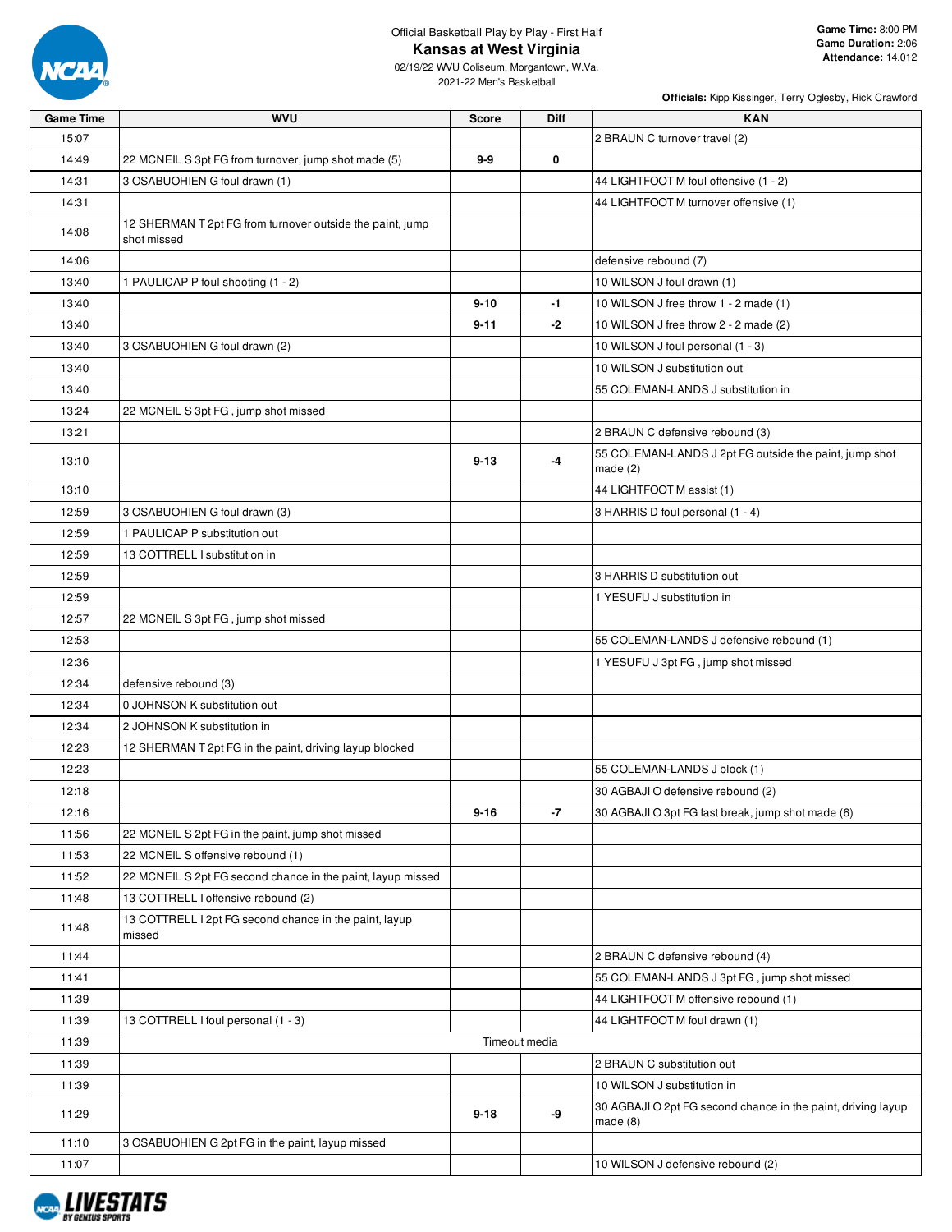Official Basketball Play by Play - First Half

# Kansas at West Virginia

02/19/22 WVU Coliseum, Morgantown, W.Va.
2021-22 Men's Basketball

**Game Time:** 8:00 PM
**Game Duration:** 2:06
**Attendance:** 14,012

**Officials:** Kipp Kissinger, Terry Oglesby, Rick Crawford

| Game Time | WVU | Score | Diff | KAN |
|---|---|---|---|---|
| 15:07 | | | | 2 BRAUN C turnover travel (2) |
| 14:49 | 22 MCNEIL S 3pt FG from turnover, jump shot made (5) | 9-9 | 0 | |
| 14:31 | 3 OSABUOHIEN G foul drawn (1) | | | 44 LIGHTFOOT M foul offensive (1 - 2) |
| 14:31 | | | | 44 LIGHTFOOT M turnover offensive (1) |
| 14:08 | 12 SHERMAN T 2pt FG from turnover outside the paint, jump shot missed | | | |
| 14:06 | | | | defensive rebound (7) |
| 13:40 | 1 PAULICAP P foul shooting (1 - 2) | | | 10 WILSON J foul drawn (1) |
| 13:40 | | 9-10 | -1 | 10 WILSON J free throw 1 - 2 made (1) |
| 13:40 | | 9-11 | -2 | 10 WILSON J free throw 2 - 2 made (2) |
| 13:40 | 3 OSABUOHIEN G foul drawn (2) | | | 10 WILSON J foul personal (1 - 3) |
| 13:40 | | | | 10 WILSON J substitution out |
| 13:40 | | | | 55 COLEMAN-LANDS J substitution in |
| 13:24 | 22 MCNEIL S 3pt FG , jump shot missed | | | |
| 13:21 | | | | 2 BRAUN C defensive rebound (3) |
| 13:10 | | 9-13 | -4 | 55 COLEMAN-LANDS J 2pt FG outside the paint, jump shot made (2) |
| 13:10 | | | | 44 LIGHTFOOT M assist (1) |
| 12:59 | 3 OSABUOHIEN G foul drawn (3) | | | 3 HARRIS D foul personal (1 - 4) |
| 12:59 | 1 PAULICAP P substitution out | | | |
| 12:59 | 13 COTTRELL I substitution in | | | |
| 12:59 | | | | 3 HARRIS D substitution out |
| 12:59 | | | | 1 YESUFU J substitution in |
| 12:57 | 22 MCNEIL S 3pt FG , jump shot missed | | | |
| 12:53 | | | | 55 COLEMAN-LANDS J defensive rebound (1) |
| 12:36 | | | | 1 YESUFU J 3pt FG , jump shot missed |
| 12:34 | defensive rebound (3) | | | |
| 12:34 | 0 JOHNSON K substitution out | | | |
| 12:34 | 2 JOHNSON K substitution in | | | |
| 12:23 | 12 SHERMAN T 2pt FG in the paint, driving layup blocked | | | |
| 12:23 | | | | 55 COLEMAN-LANDS J block (1) |
| 12:18 | | | | 30 AGBAJI O defensive rebound (2) |
| 12:16 | | 9-16 | -7 | 30 AGBAJI O 3pt FG fast break, jump shot made (6) |
| 11:56 | 22 MCNEIL S 2pt FG in the paint, jump shot missed | | | |
| 11:53 | 22 MCNEIL S offensive rebound (1) | | | |
| 11:52 | 22 MCNEIL S 2pt FG second chance in the paint, layup missed | | | |
| 11:48 | 13 COTTRELL I offensive rebound (2) | | | |
| 11:48 | 13 COTTRELL I 2pt FG second chance in the paint, layup missed | | | |
| 11:44 | | | | 2 BRAUN C defensive rebound (4) |
| 11:41 | | | | 55 COLEMAN-LANDS J 3pt FG , jump shot missed |
| 11:39 | | | | 44 LIGHTFOOT M offensive rebound (1) |
| 11:39 | 13 COTTRELL I foul personal (1 - 3) | | | 44 LIGHTFOOT M foul drawn (1) |
| 11:39 | Timeout media | | | |
| 11:39 | | | | 2 BRAUN C substitution out |
| 11:39 | | | | 10 WILSON J substitution in |
| 11:29 | | 9-18 | -9 | 30 AGBAJI O 2pt FG second chance in the paint, driving layup made (8) |
| 11:10 | 3 OSABUOHIEN G 2pt FG in the paint, layup missed | | | |
| 11:07 | | | | 10 WILSON J defensive rebound (2) |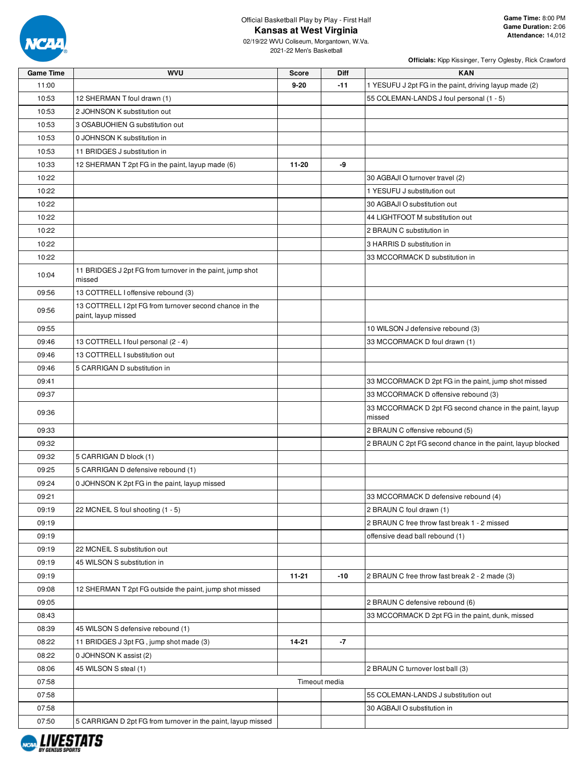Official Basketball Play by Play - First Half

# Kansas at West Virginia

02/19/22 WVU Coliseum, Morgantown, W.Va.
2021-22 Men's Basketball

**Game Time:** 8:00 PM
**Game Duration:** 2:06
**Attendance:** 14,012

**Officials:** Kipp Kissinger, Terry Oglesby, Rick Crawford

| Game Time | WVU | Score | Diff | KAN |
|---|---|---|---|---|
| 11:00 | | 9-20 | -11 | 1 YESUFU J 2pt FG in the paint, driving layup made (2) |
| 10:53 | 12 SHERMAN T foul drawn (1) | | | 55 COLEMAN-LANDS J foul personal (1 - 5) |
| 10:53 | 2 JOHNSON K substitution out | | | |
| 10:53 | 3 OSABUOHIEN G substitution out | | | |
| 10:53 | 0 JOHNSON K substitution in | | | |
| 10:53 | 11 BRIDGES J substitution in | | | |
| 10:33 | 12 SHERMAN T 2pt FG in the paint, layup made (6) | 11-20 | -9 | |
| 10:22 | | | | 30 AGBAJI O turnover travel (2) |
| 10:22 | | | | 1 YESUFU J substitution out |
| 10:22 | | | | 30 AGBAJI O substitution out |
| 10:22 | | | | 44 LIGHTFOOT M substitution out |
| 10:22 | | | | 2 BRAUN C substitution in |
| 10:22 | | | | 3 HARRIS D substitution in |
| 10:22 | | | | 33 MCCORMACK D substitution in |
| 10:04 | 11 BRIDGES J 2pt FG from turnover in the paint, jump shot missed | | | |
| 09:56 | 13 COTTRELL I offensive rebound (3) | | | |
| 09:56 | 13 COTTRELL I 2pt FG from turnover second chance in the paint, layup missed | | | |
| 09:55 | | | | 10 WILSON J defensive rebound (3) |
| 09:46 | 13 COTTRELL I foul personal (2 - 4) | | | 33 MCCORMACK D foul drawn (1) |
| 09:46 | 13 COTTRELL I substitution out | | | |
| 09:46 | 5 CARRIGAN D substitution in | | | |
| 09:41 | | | | 33 MCCORMACK D 2pt FG in the paint, jump shot missed |
| 09:37 | | | | 33 MCCORMACK D offensive rebound (3) |
| 09:36 | | | | 33 MCCORMACK D 2pt FG second chance in the paint, layup missed |
| 09:33 | | | | 2 BRAUN C offensive rebound (5) |
| 09:32 | | | | 2 BRAUN C 2pt FG second chance in the paint, layup blocked |
| 09:32 | 5 CARRIGAN D block (1) | | | |
| 09:25 | 5 CARRIGAN D defensive rebound (1) | | | |
| 09:24 | 0 JOHNSON K 2pt FG in the paint, layup missed | | | |
| 09:21 | | | | 33 MCCORMACK D defensive rebound (4) |
| 09:19 | 22 MCNEIL S foul shooting (1 - 5) | | | 2 BRAUN C foul drawn (1) |
| 09:19 | | | | 2 BRAUN C free throw fast break 1 - 2 missed |
| 09:19 | | | | offensive dead ball rebound (1) |
| 09:19 | 22 MCNEIL S substitution out | | | |
| 09:19 | 45 WILSON S substitution in | | | |
| 09:19 | | 11-21 | -10 | 2 BRAUN C free throw fast break 2 - 2 made (3) |
| 09:08 | 12 SHERMAN T 2pt FG outside the paint, jump shot missed | | | |
| 09:05 | | | | 2 BRAUN C defensive rebound (6) |
| 08:43 | | | | 33 MCCORMACK D 2pt FG in the paint, dunk, missed |
| 08:39 | 45 WILSON S defensive rebound (1) | | | |
| 08:22 | 11 BRIDGES J 3pt FG , jump shot made (3) | 14-21 | -7 | |
| 08:22 | 0 JOHNSON K assist (2) | | | |
| 08:06 | 45 WILSON S steal (1) | | | 2 BRAUN C turnover lost ball (3) |
| 07:58 | Timeout media | | | |
| 07:58 | | | | 55 COLEMAN-LANDS J substitution out |
| 07:58 | | | | 30 AGBAJI O substitution in |
| 07:50 | 5 CARRIGAN D 2pt FG from turnover in the paint, layup missed | | | |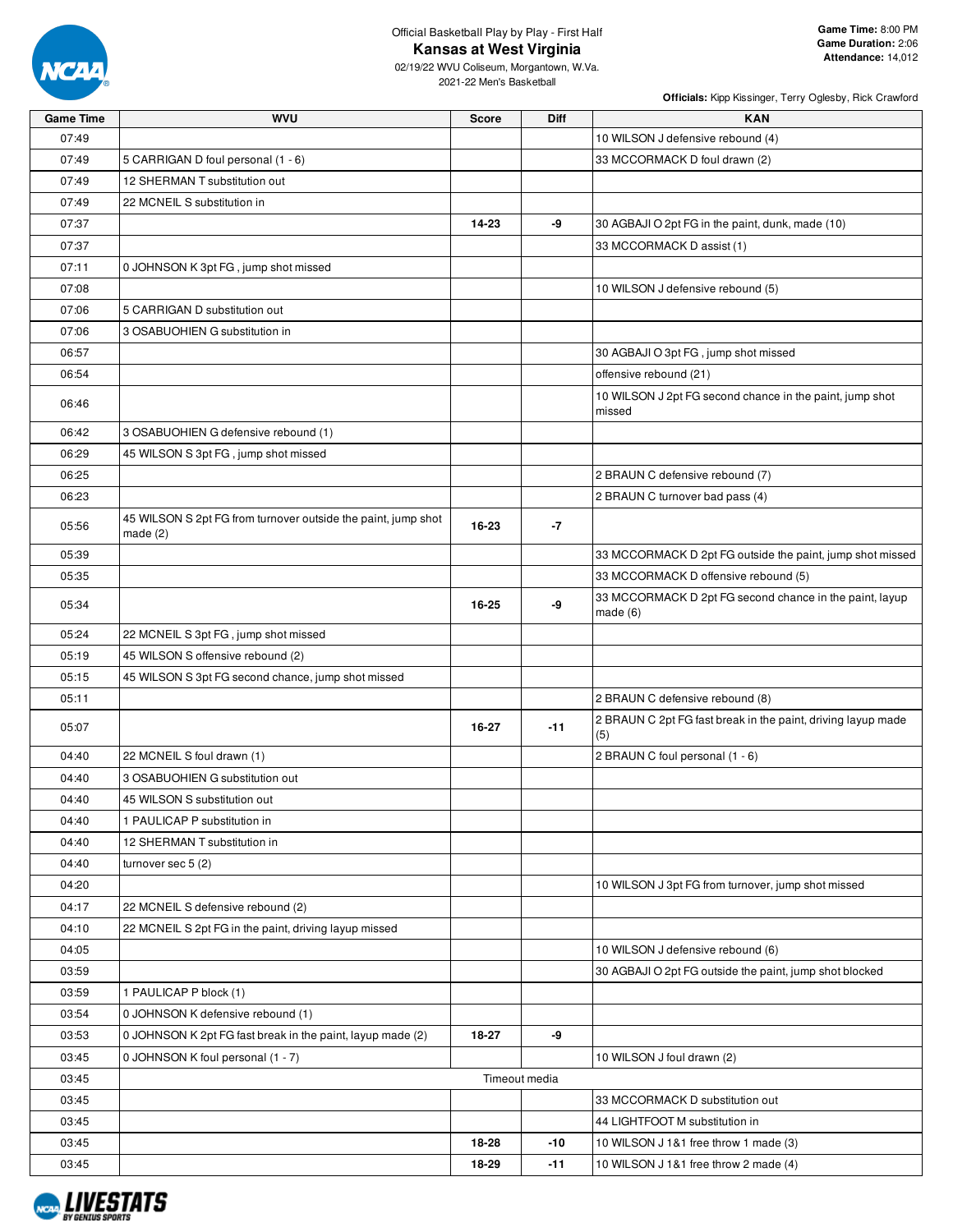Official Basketball Play by Play - First Half

# Kansas at West Virginia

02/19/22 WVU Coliseum, Morgantown, W.Va.
2021-22 Men's Basketball

**Game Time:** 8:00 PM
**Game Duration:** 2:06
**Attendance:** 14,012

**Officials:** Kipp Kissinger, Terry Oglesby, Rick Crawford

| Game Time | WVU | Score | Diff | KAN |
|---|---|---|---|---|
| 07:49 | | | | 10 WILSON J defensive rebound (4) |
| 07:49 | 5 CARRIGAN D foul personal (1 - 6) | | | 33 MCCORMACK D foul drawn (2) |
| 07:49 | 12 SHERMAN T substitution out | | | |
| 07:49 | 22 MCNEIL S substitution in | | | |
| 07:37 | | 14-23 | -9 | 30 AGBAJI O 2pt FG in the paint, dunk, made (10) |
| 07:37 | | | | 33 MCCORMACK D assist (1) |
| 07:11 | 0 JOHNSON K 3pt FG , jump shot missed | | | |
| 07:08 | | | | 10 WILSON J defensive rebound (5) |
| 07:06 | 5 CARRIGAN D substitution out | | | |
| 07:06 | 3 OSABUOHIEN G substitution in | | | |
| 06:57 | | | | 30 AGBAJI O 3pt FG , jump shot missed |
| 06:54 | | | | offensive rebound (21) |
| 06:46 | | | | 10 WILSON J 2pt FG second chance in the paint, jump shot missed |
| 06:42 | 3 OSABUOHIEN G defensive rebound (1) | | | |
| 06:29 | 45 WILSON S 3pt FG , jump shot missed | | | |
| 06:25 | | | | 2 BRAUN C defensive rebound (7) |
| 06:23 | | | | 2 BRAUN C turnover bad pass (4) |
| 05:56 | 45 WILSON S 2pt FG from turnover outside the paint, jump shot made (2) | 16-23 | -7 | |
| 05:39 | | | | 33 MCCORMACK D 2pt FG outside the paint, jump shot missed |
| 05:35 | | | | 33 MCCORMACK D offensive rebound (5) |
| 05:34 | | 16-25 | -9 | 33 MCCORMACK D 2pt FG second chance in the paint, layup made (6) |
| 05:24 | 22 MCNEIL S 3pt FG , jump shot missed | | | |
| 05:19 | 45 WILSON S offensive rebound (2) | | | |
| 05:15 | 45 WILSON S 3pt FG second chance, jump shot missed | | | |
| 05:11 | | | | 2 BRAUN C defensive rebound (8) |
| 05:07 | | 16-27 | -11 | 2 BRAUN C 2pt FG fast break in the paint, driving layup made (5) |
| 04:40 | 22 MCNEIL S foul drawn (1) | | | 2 BRAUN C foul personal (1 - 6) |
| 04:40 | 3 OSABUOHIEN G substitution out | | | |
| 04:40 | 45 WILSON S substitution out | | | |
| 04:40 | 1 PAULICAP P substitution in | | | |
| 04:40 | 12 SHERMAN T substitution in | | | |
| 04:40 | turnover sec 5 (2) | | | |
| 04:20 | | | | 10 WILSON J 3pt FG from turnover, jump shot missed |
| 04:17 | 22 MCNEIL S defensive rebound (2) | | | |
| 04:10 | 22 MCNEIL S 2pt FG in the paint, driving layup missed | | | |
| 04:05 | | | | 10 WILSON J defensive rebound (6) |
| 03:59 | | | | 30 AGBAJI O 2pt FG outside the paint, jump shot blocked |
| 03:59 | 1 PAULICAP P block (1) | | | |
| 03:54 | 0 JOHNSON K defensive rebound (1) | | | |
| 03:53 | 0 JOHNSON K 2pt FG fast break in the paint, layup made (2) | 18-27 | -9 | |
| 03:45 | 0 JOHNSON K foul personal (1 - 7) | | | 10 WILSON J foul drawn (2) |
| 03:45 | Timeout media | | | |
| 03:45 | | | | 33 MCCORMACK D substitution out |
| 03:45 | | | | 44 LIGHTFOOT M substitution in |
| 03:45 | | 18-28 | -10 | 10 WILSON J 1&1 free throw 1 made (3) |
| 03:45 | | 18-29 | -11 | 10 WILSON J 1&1 free throw 2 made (4) |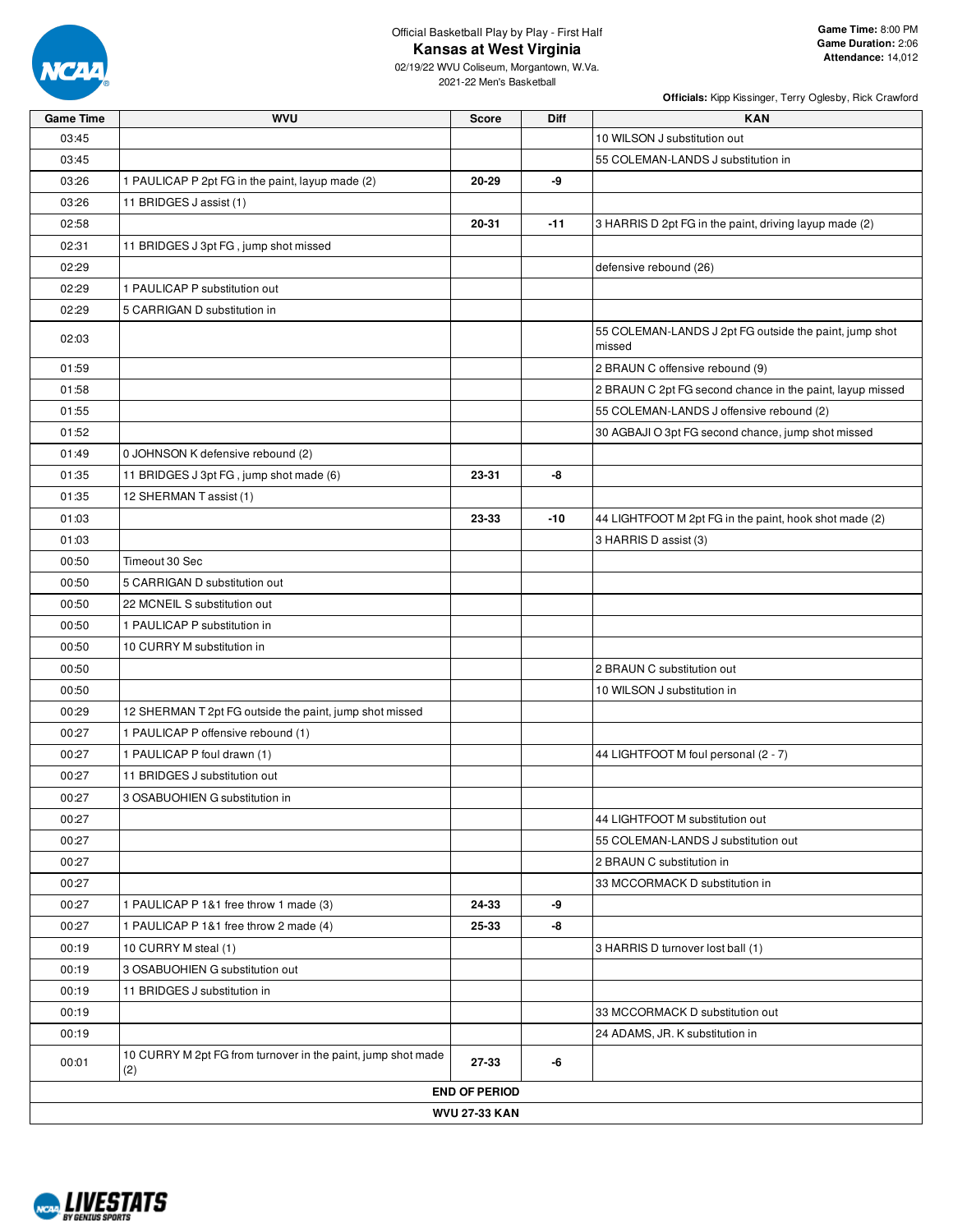Official Basketball Play by Play - First Half

# Kansas at West Virginia

02/19/22 WVU Coliseum, Morgantown, W.Va.
2021-22 Men's Basketball

**Game Time:** 8:00 PM
**Game Duration:** 2:06
**Attendance:** 14,012

**Officials:** Kipp Kissinger, Terry Oglesby, Rick Crawford

| Game Time | WVU | Score | Diff | KAN |
|---|---|---|---|---|
| 03:45 | | | | 10 WILSON J substitution out |
| 03:45 | | | | 55 COLEMAN-LANDS J substitution in |
| 03:26 | 1 PAULICAP P 2pt FG in the paint, layup made (2) | 20-29 | -9 | |
| 03:26 | 11 BRIDGES J assist (1) | | | |
| 02:58 | | 20-31 | -11 | 3 HARRIS D 2pt FG in the paint, driving layup made (2) |
| 02:31 | 11 BRIDGES J 3pt FG , jump shot missed | | | |
| 02:29 | | | | defensive rebound (26) |
| 02:29 | 1 PAULICAP P substitution out | | | |
| 02:29 | 5 CARRIGAN D substitution in | | | |
| 02:03 | | | | 55 COLEMAN-LANDS J 2pt FG outside the paint, jump shot missed |
| 01:59 | | | | 2 BRAUN C offensive rebound (9) |
| 01:58 | | | | 2 BRAUN C 2pt FG second chance in the paint, layup missed |
| 01:55 | | | | 55 COLEMAN-LANDS J offensive rebound (2) |
| 01:52 | | | | 30 AGBAJI O 3pt FG second chance, jump shot missed |
| 01:49 | 0 JOHNSON K defensive rebound (2) | | | |
| 01:35 | 11 BRIDGES J 3pt FG , jump shot made (6) | 23-31 | -8 | |
| 01:35 | 12 SHERMAN T assist (1) | | | |
| 01:03 | | 23-33 | -10 | 44 LIGHTFOOT M 2pt FG in the paint, hook shot made (2) |
| 01:03 | | | | 3 HARRIS D assist (3) |
| 00:50 | Timeout 30 Sec | | | |
| 00:50 | 5 CARRIGAN D substitution out | | | |
| 00:50 | 22 MCNEIL S substitution out | | | |
| 00:50 | 1 PAULICAP P substitution in | | | |
| 00:50 | 10 CURRY M substitution in | | | |
| 00:50 | | | | 2 BRAUN C substitution out |
| 00:50 | | | | 10 WILSON J substitution in |
| 00:29 | 12 SHERMAN T 2pt FG outside the paint, jump shot missed | | | |
| 00:27 | 1 PAULICAP P offensive rebound (1) | | | |
| 00:27 | 1 PAULICAP P foul drawn (1) | | | 44 LIGHTFOOT M foul personal (2 - 7) |
| 00:27 | 11 BRIDGES J substitution out | | | |
| 00:27 | 3 OSABUOHIEN G substitution in | | | |
| 00:27 | | | | 44 LIGHTFOOT M substitution out |
| 00:27 | | | | 55 COLEMAN-LANDS J substitution out |
| 00:27 | | | | 2 BRAUN C substitution in |
| 00:27 | | | | 33 MCCORMACK D substitution in |
| 00:27 | 1 PAULICAP P 1&1 free throw 1 made (3) | 24-33 | -9 | |
| 00:27 | 1 PAULICAP P 1&1 free throw 2 made (4) | 25-33 | -8 | |
| 00:19 | 10 CURRY M steal (1) | | | 3 HARRIS D turnover lost ball (1) |
| 00:19 | 3 OSABUOHIEN G substitution out | | | |
| 00:19 | 11 BRIDGES J substitution in | | | |
| 00:19 | | | | 33 MCCORMACK D substitution out |
| 00:19 | | | | 24 ADAMS, JR. K substitution in |
| 00:01 | 10 CURRY M 2pt FG from turnover in the paint, jump shot made (2) | 27-33 | -6 | |
| **END OF PERIOD** | | | | |
| **WVU 27-33 KAN** | | | | |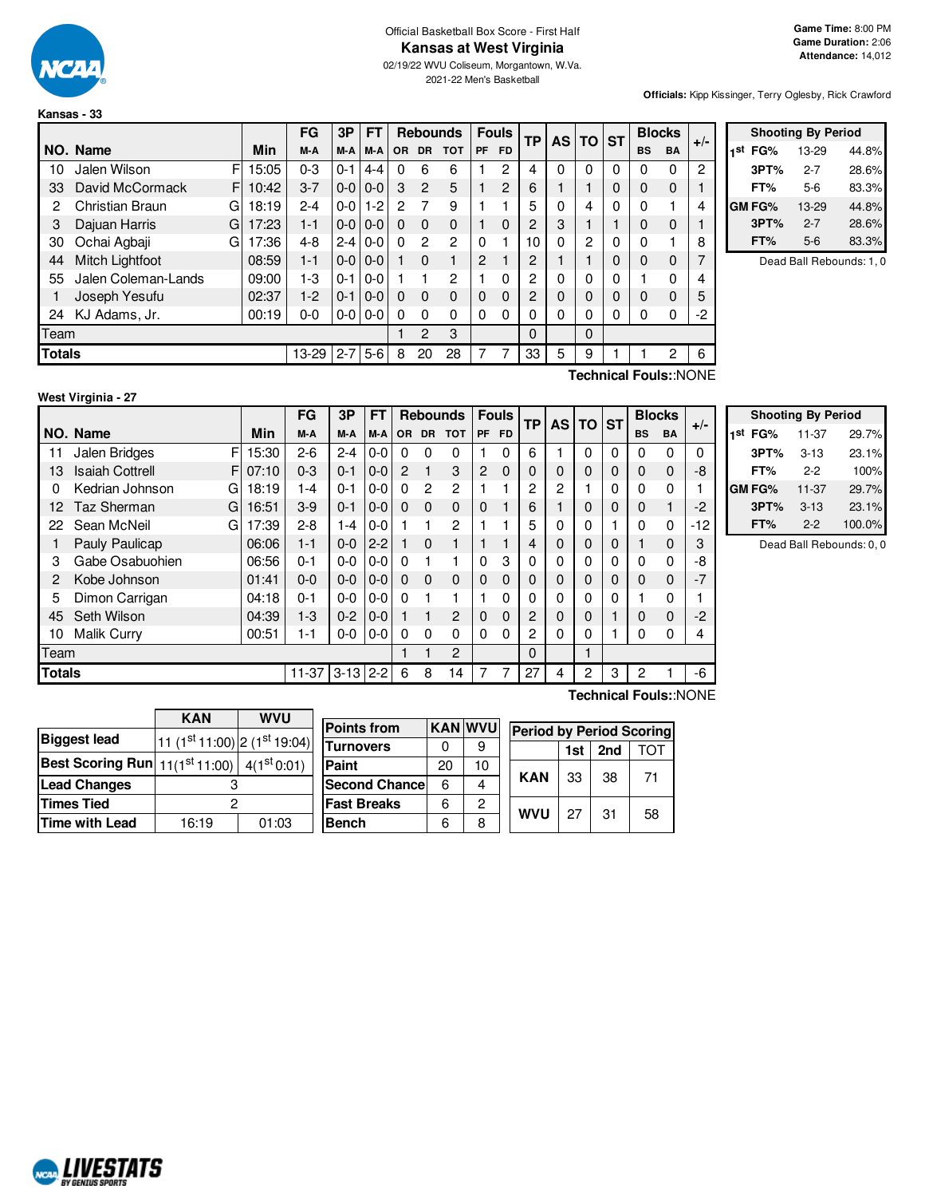Official Basketball Box Score - First Half

# Kansas at West Virginia

02/19/22 WVU Coliseum, Morgantown, W.Va.

2021-22 Men's Basketball

**Game Time:** 8:00 PM
**Game Duration:** 2:06
**Attendance:** 14,012

**Officials:** Kipp Kissinger, Terry Oglesby, Rick Crawford

## Kansas - 33

| NO. | Name | | Min | FG M-A | 3P M-A | FT M-A | OR | DR | TOT | PF | FD | TP | AS | TO | ST | BS | BA | +/- |
|---|---|---|---|---|---|---|---|---|---|---|---|---|---|---|---|---|---|---|
| 10 | Jalen Wilson | F | 15:05 | 0-3 | 0-1 | 4-4 | 0 | 6 | 6 | 1 | 2 | 4 | 0 | 0 | 0 | 0 | 0 | 2 |
| 33 | David McCormack | F | 10:42 | 3-7 | 0-0 | 0-0 | 3 | 2 | 5 | 1 | 2 | 6 | 1 | 1 | 0 | 0 | 0 | 1 |
| 2 | Christian Braun | G | 18:19 | 2-4 | 0-0 | 1-2 | 2 | 7 | 9 | 1 | 1 | 5 | 0 | 4 | 0 | 0 | 1 | 4 |
| 3 | Dajuan Harris | G | 17:23 | 1-1 | 0-0 | 0-0 | 0 | 0 | 0 | 1 | 0 | 2 | 3 | 1 | 1 | 0 | 0 | 1 |
| 30 | Ochai Agbaji | G | 17:36 | 4-8 | 2-4 | 0-0 | 0 | 2 | 2 | 0 | 1 | 10 | 0 | 2 | 0 | 0 | 1 | 8 |
| 44 | Mitch Lightfoot | | 08:59 | 1-1 | 0-0 | 0-0 | 1 | 0 | 1 | 2 | 1 | 2 | 1 | 1 | 0 | 0 | 0 | 7 |
| 55 | Jalen Coleman-Lands | | 09:00 | 1-3 | 0-1 | 0-0 | 1 | 1 | 2 | 1 | 0 | 2 | 0 | 0 | 0 | 1 | 0 | 4 |
| 1 | Joseph Yesufu | | 02:37 | 1-2 | 0-1 | 0-0 | 0 | 0 | 0 | 0 | 0 | 2 | 0 | 0 | 0 | 0 | 0 | 5 |
| 24 | KJ Adams, Jr. | | 00:19 | 0-0 | 0-0 | 0-0 | 0 | 0 | 0 | 0 | 0 | 0 | 0 | 0 | 0 | 0 | 0 | -2 |
| | Team | | | | | | 1 | 2 | 3 | | | 0 | | 0 | | | | |
| | **Totals** | | | 13-29 | 2-7 | 5-6 | 8 | 20 | 28 | 7 | 7 | 33 | 5 | 9 | 1 | 1 | 2 | 6 |

**Technical Fouls:**:NONE

| Shooting By Period | | |
|---|---|---|
| 1st FG% | 13-29 | 44.8% |
| 3PT% | 2-7 | 28.6% |
| FT% | 5-6 | 83.3% |
| GM FG% | 13-29 | 44.8% |
| 3PT% | 2-7 | 28.6% |
| FT% | 5-6 | 83.3% |

Dead Ball Rebounds: 1, 0

## West Virginia - 27

| NO. | Name | | Min | FG M-A | 3P M-A | FT M-A | OR | DR | TOT | PF | FD | TP | AS | TO | ST | BS | BA | +/- |
|---|---|---|---|---|---|---|---|---|---|---|---|---|---|---|---|---|---|---|
| 11 | Jalen Bridges | F | 15:30 | 2-6 | 2-4 | 0-0 | 0 | 0 | 0 | 1 | 0 | 6 | 1 | 0 | 0 | 0 | 0 | 0 |
| 13 | Isaiah Cottrell | F | 07:10 | 0-3 | 0-1 | 0-0 | 2 | 1 | 3 | 2 | 0 | 0 | 0 | 0 | 0 | 0 | 0 | -8 |
| 0 | Kedrian Johnson | G | 18:19 | 1-4 | 0-1 | 0-0 | 0 | 2 | 2 | 1 | 1 | 2 | 2 | 1 | 0 | 0 | 0 | 1 |
| 12 | Taz Sherman | G | 16:51 | 3-9 | 0-1 | 0-0 | 0 | 0 | 0 | 0 | 1 | 6 | 1 | 0 | 0 | 0 | 1 | -2 |
| 22 | Sean McNeil | G | 17:39 | 2-8 | 1-4 | 0-0 | 1 | 1 | 2 | 1 | 1 | 5 | 0 | 0 | 1 | 0 | 0 | -12 |
| 1 | Pauly Paulicap | | 06:06 | 1-1 | 0-0 | 2-2 | 1 | 0 | 1 | 1 | 1 | 4 | 0 | 0 | 0 | 1 | 0 | 3 |
| 3 | Gabe Osabuohien | | 06:56 | 0-1 | 0-0 | 0-0 | 0 | 1 | 1 | 0 | 3 | 0 | 0 | 0 | 0 | 0 | 0 | -8 |
| 2 | Kobe Johnson | | 01:41 | 0-0 | 0-0 | 0-0 | 0 | 0 | 0 | 0 | 0 | 0 | 0 | 0 | 0 | 0 | 0 | -7 |
| 5 | Dimon Carrigan | | 04:18 | 0-1 | 0-0 | 0-0 | 0 | 1 | 1 | 1 | 0 | 0 | 0 | 0 | 0 | 1 | 0 | 1 |
| 45 | Seth Wilson | | 04:39 | 1-3 | 0-2 | 0-0 | 1 | 1 | 2 | 0 | 0 | 2 | 0 | 0 | 1 | 0 | 0 | -2 |
| 10 | Malik Curry | | 00:51 | 1-1 | 0-0 | 0-0 | 0 | 0 | 0 | 0 | 0 | 2 | 0 | 0 | 1 | 0 | 0 | 4 |
| | Team | | | | | | 1 | 1 | 2 | | | 0 | | 1 | | | | |
| | **Totals** | | | 11-37 | 3-13 | 2-2 | 6 | 8 | 14 | 7 | 7 | 27 | 4 | 2 | 3 | 2 | 1 | -6 |

**Technical Fouls:**:NONE

| Shooting By Period | | |
|---|---|---|
| 1st FG% | 11-37 | 29.7% |
| 3PT% | 3-13 | 23.1% |
| FT% | 2-2 | 100% |
| GM FG% | 11-37 | 29.7% |
| 3PT% | 3-13 | 23.1% |
| FT% | 2-2 | 100.0% |

Dead Ball Rebounds: 0, 0

| | KAN | WVU |
|---|---|---|
| Biggest lead | 11 (1st 11:00) | 2 (1st 19:04) |
| Best Scoring Run | 11(1st 11:00) | 4(1st 0:01) |
| Lead Changes | 3 | |
| Times Tied | 2 | |
| Time with Lead | 16:19 | 01:03 |

| Points from | KAN | WVU |
|---|---|---|
| Turnovers | 0 | 9 |
| Paint | 20 | 10 |
| Second Chance | 6 | 4 |
| Fast Breaks | 6 | 2 |
| Bench | 6 | 8 |

| Period by Period Scoring | 1st | 2nd | TOT |
|---|---|---|---|
| KAN | 33 | 38 | 71 |
| WVU | 27 | 31 | 58 |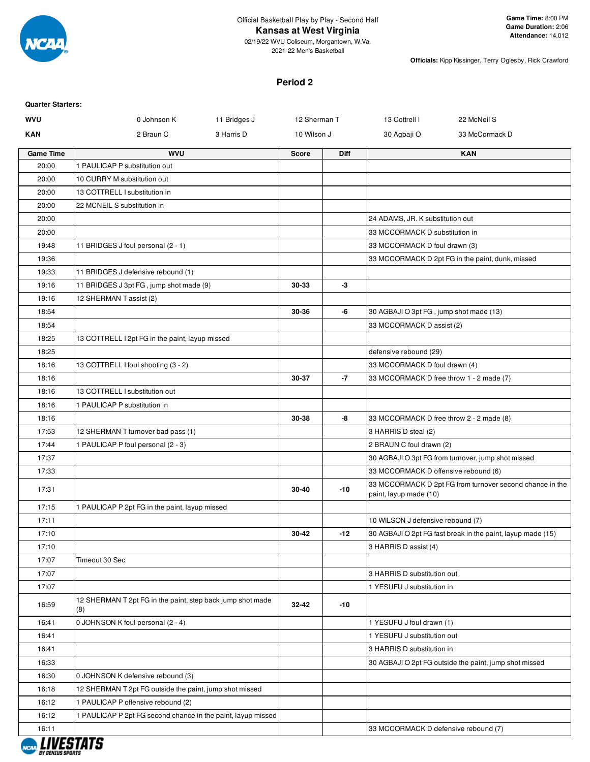Official Basketball Play by Play - Second Half

**Kansas at West Virginia**

02/19/22 WVU Coliseum, Morgantown, W.Va.

2021-22 Men's Basketball

**Game Time:** 8:00 PM
**Game Duration:** 2:06
**Attendance:** 14,012

**Officials:** Kipp Kissinger, Terry Oglesby, Rick Crawford

## Period 2

**Quarter Starters:**

| | | | | | |
|---|---|---|---|---|---|
| **WVU** | 0 Johnson K | 11 Bridges J | 12 Sherman T | 13 Cottrell I | 22 McNeil S |
| **KAN** | 2 Braun C | 3 Harris D | 10 Wilson J | 30 Agbaji O | 33 McCormack D |

| Game Time | WVU | Score | Diff | KAN |
|---|---|---|---|---|
| 20:00 | 1 PAULICAP P substitution out | | | |
| 20:00 | 10 CURRY M substitution out | | | |
| 20:00 | 13 COTTRELL I substitution in | | | |
| 20:00 | 22 MCNEIL S substitution in | | | |
| 20:00 | | | | 24 ADAMS, JR. K substitution out |
| 20:00 | | | | 33 MCCORMACK D substitution in |
| 19:48 | 11 BRIDGES J foul personal (2 - 1) | | | 33 MCCORMACK D foul drawn (3) |
| 19:36 | | | | 33 MCCORMACK D 2pt FG in the paint, dunk, missed |
| 19:33 | 11 BRIDGES J defensive rebound (1) | | | |
| 19:16 | 11 BRIDGES J 3pt FG , jump shot made (9) | 30-33 | -3 | |
| 19:16 | 12 SHERMAN T assist (2) | | | |
| 18:54 | | 30-36 | -6 | 30 AGBAJI O 3pt FG , jump shot made (13) |
| 18:54 | | | | 33 MCCORMACK D assist (2) |
| 18:25 | 13 COTTRELL I 2pt FG in the paint, layup missed | | | |
| 18:25 | | | | defensive rebound (29) |
| 18:16 | 13 COTTRELL I foul shooting (3 - 2) | | | 33 MCCORMACK D foul drawn (4) |
| 18:16 | | 30-37 | -7 | 33 MCCORMACK D free throw 1 - 2 made (7) |
| 18:16 | 13 COTTRELL I substitution out | | | |
| 18:16 | 1 PAULICAP P substitution in | | | |
| 18:16 | | 30-38 | -8 | 33 MCCORMACK D free throw 2 - 2 made (8) |
| 17:53 | 12 SHERMAN T turnover bad pass (1) | | | 3 HARRIS D steal (2) |
| 17:44 | 1 PAULICAP P foul personal (2 - 3) | | | 2 BRAUN C foul drawn (2) |
| 17:37 | | | | 30 AGBAJI O 3pt FG from turnover, jump shot missed |
| 17:33 | | | | 33 MCCORMACK D offensive rebound (6) |
| 17:31 | | 30-40 | -10 | 33 MCCORMACK D 2pt FG from turnover second chance in the paint, layup made (10) |
| 17:15 | 1 PAULICAP P 2pt FG in the paint, layup missed | | | |
| 17:11 | | | | 10 WILSON J defensive rebound (7) |
| 17:10 | | 30-42 | -12 | 30 AGBAJI O 2pt FG fast break in the paint, layup made (15) |
| 17:10 | | | | 3 HARRIS D assist (4) |
| 17:07 | Timeout 30 Sec | | | |
| 17:07 | | | | 3 HARRIS D substitution out |
| 17:07 | | | | 1 YESUFU J substitution in |
| 16:59 | 12 SHERMAN T 2pt FG in the paint, step back jump shot made (8) | 32-42 | -10 | |
| 16:41 | 0 JOHNSON K foul personal (2 - 4) | | | 1 YESUFU J foul drawn (1) |
| 16:41 | | | | 1 YESUFU J substitution out |
| 16:41 | | | | 3 HARRIS D substitution in |
| 16:33 | | | | 30 AGBAJI O 2pt FG outside the paint, jump shot missed |
| 16:30 | 0 JOHNSON K defensive rebound (3) | | | |
| 16:18 | 12 SHERMAN T 2pt FG outside the paint, jump shot missed | | | |
| 16:12 | 1 PAULICAP P offensive rebound (2) | | | |
| 16:12 | 1 PAULICAP P 2pt FG second chance in the paint, layup missed | | | |
| 16:11 | | | | 33 MCCORMACK D defensive rebound (7) |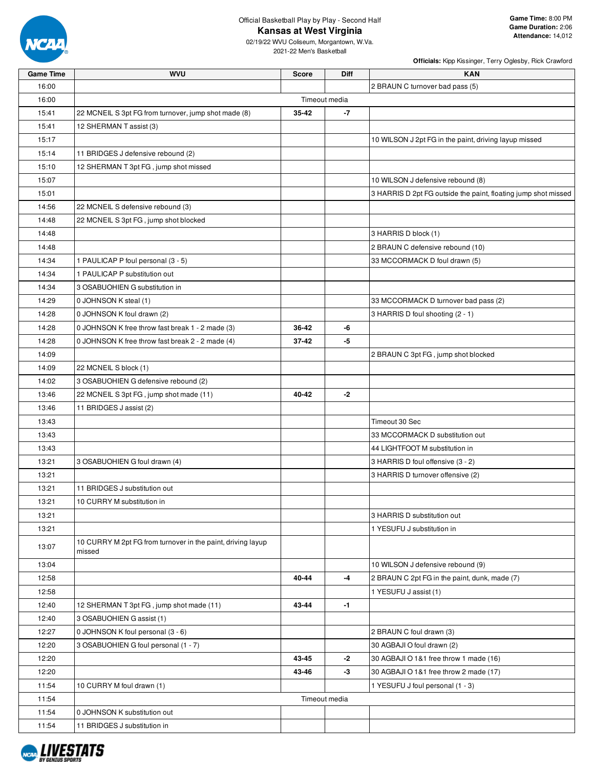Official Basketball Play by Play - Second Half

# Kansas at West Virginia

02/19/22 WVU Coliseum, Morgantown, W.Va.

2021-22 Men's Basketball

**Game Time:** 8:00 PM
**Game Duration:** 2:06
**Attendance:** 14,012

**Officials:** Kipp Kissinger, Terry Oglesby, Rick Crawford

| Game Time | WVU | Score | Diff | KAN |
|---|---|---|---|---|
| 16:00 | | | | 2 BRAUN C turnover bad pass (5) |
| 16:00 | | Timeout media | | |
| 15:41 | 22 MCNEIL S 3pt FG from turnover, jump shot made (8) | 35-42 | -7 | |
| 15:41 | 12 SHERMAN T assist (3) | | | |
| 15:17 | | | | 10 WILSON J 2pt FG in the paint, driving layup missed |
| 15:14 | 11 BRIDGES J defensive rebound (2) | | | |
| 15:10 | 12 SHERMAN T 3pt FG , jump shot missed | | | |
| 15:07 | | | | 10 WILSON J defensive rebound (8) |
| 15:01 | | | | 3 HARRIS D 2pt FG outside the paint, floating jump shot missed |
| 14:56 | 22 MCNEIL S defensive rebound (3) | | | |
| 14:48 | 22 MCNEIL S 3pt FG , jump shot blocked | | | |
| 14:48 | | | | 3 HARRIS D block (1) |
| 14:48 | | | | 2 BRAUN C defensive rebound (10) |
| 14:34 | 1 PAULICAP P foul personal (3 - 5) | | | 33 MCCORMACK D foul drawn (5) |
| 14:34 | 1 PAULICAP P substitution out | | | |
| 14:34 | 3 OSABUOHIEN G substitution in | | | |
| 14:29 | 0 JOHNSON K steal (1) | | | 33 MCCORMACK D turnover bad pass (2) |
| 14:28 | 0 JOHNSON K foul drawn (2) | | | 3 HARRIS D foul shooting (2 - 1) |
| 14:28 | 0 JOHNSON K free throw fast break 1 - 2 made (3) | 36-42 | -6 | |
| 14:28 | 0 JOHNSON K free throw fast break 2 - 2 made (4) | 37-42 | -5 | |
| 14:09 | | | | 2 BRAUN C 3pt FG , jump shot blocked |
| 14:09 | 22 MCNEIL S block (1) | | | |
| 14:02 | 3 OSABUOHIEN G defensive rebound (2) | | | |
| 13:46 | 22 MCNEIL S 3pt FG , jump shot made (11) | 40-42 | -2 | |
| 13:46 | 11 BRIDGES J assist (2) | | | |
| 13:43 | | | | Timeout 30 Sec |
| 13:43 | | | | 33 MCCORMACK D substitution out |
| 13:43 | | | | 44 LIGHTFOOT M substitution in |
| 13:21 | 3 OSABUOHIEN G foul drawn (4) | | | 3 HARRIS D foul offensive (3 - 2) |
| 13:21 | | | | 3 HARRIS D turnover offensive (2) |
| 13:21 | 11 BRIDGES J substitution out | | | |
| 13:21 | 10 CURRY M substitution in | | | |
| 13:21 | | | | 3 HARRIS D substitution out |
| 13:21 | | | | 1 YESUFU J substitution in |
| 13:07 | 10 CURRY M 2pt FG from turnover in the paint, driving layup missed | | | |
| 13:04 | | | | 10 WILSON J defensive rebound (9) |
| 12:58 | | 40-44 | -4 | 2 BRAUN C 2pt FG in the paint, dunk, made (7) |
| 12:58 | | | | 1 YESUFU J assist (1) |
| 12:40 | 12 SHERMAN T 3pt FG , jump shot made (11) | 43-44 | -1 | |
| 12:40 | 3 OSABUOHIEN G assist (1) | | | |
| 12:27 | 0 JOHNSON K foul personal (3 - 6) | | | 2 BRAUN C foul drawn (3) |
| 12:20 | 3 OSABUOHIEN G foul personal (1 - 7) | | | 30 AGBAJI O foul drawn (2) |
| 12:20 | | 43-45 | -2 | 30 AGBAJI O 1&1 free throw 1 made (16) |
| 12:20 | | 43-46 | -3 | 30 AGBAJI O 1&1 free throw 2 made (17) |
| 11:54 | 10 CURRY M foul drawn (1) | | | 1 YESUFU J foul personal (1 - 3) |
| 11:54 | | Timeout media | | |
| 11:54 | 0 JOHNSON K substitution out | | | |
| 11:54 | 11 BRIDGES J substitution in | | | |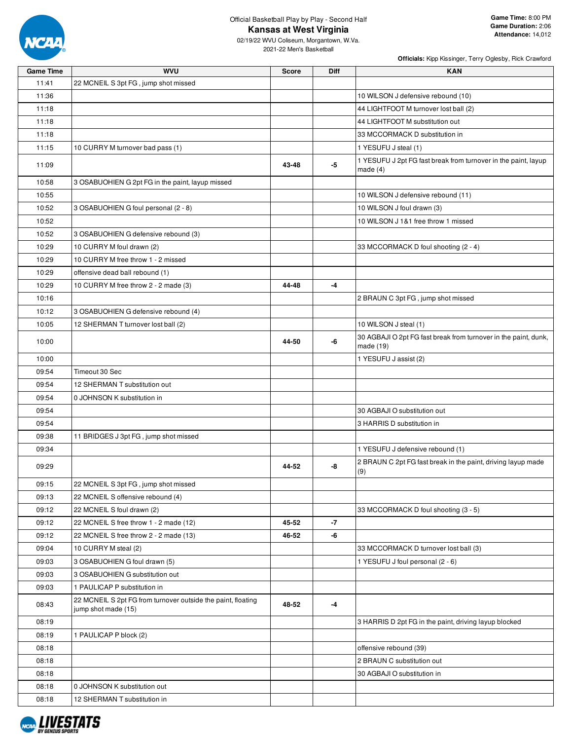Official Basketball Play by Play - Second Half

# Kansas at West Virginia

02/19/22 WVU Coliseum, Morgantown, W.Va.

2021-22 Men's Basketball

**Game Time:** 8:00 PM
**Game Duration:** 2:06
**Attendance:** 14,012

**Officials:** Kipp Kissinger, Terry Oglesby, Rick Crawford

| Game Time | WVU | Score | Diff | KAN |
|---|---|---|---|---|
| 11:41 | 22 MCNEIL S 3pt FG , jump shot missed | | | |
| 11:36 | | | | 10 WILSON J defensive rebound (10) |
| 11:18 | | | | 44 LIGHTFOOT M turnover lost ball (2) |
| 11:18 | | | | 44 LIGHTFOOT M substitution out |
| 11:18 | | | | 33 MCCORMACK D substitution in |
| 11:15 | 10 CURRY M turnover bad pass (1) | | | 1 YESUFU J steal (1) |
| 11:09 | | 43-48 | -5 | 1 YESUFU J 2pt FG fast break from turnover in the paint, layup made (4) |
| 10:58 | 3 OSABUOHIEN G 2pt FG in the paint, layup missed | | | |
| 10:55 | | | | 10 WILSON J defensive rebound (11) |
| 10:52 | 3 OSABUOHIEN G foul personal (2 - 8) | | | 10 WILSON J foul drawn (3) |
| 10:52 | | | | 10 WILSON J 1&1 free throw 1 missed |
| 10:52 | 3 OSABUOHIEN G defensive rebound (3) | | | |
| 10:29 | 10 CURRY M foul drawn (2) | | | 33 MCCORMACK D foul shooting (2 - 4) |
| 10:29 | 10 CURRY M free throw 1 - 2 missed | | | |
| 10:29 | offensive dead ball rebound (1) | | | |
| 10:29 | 10 CURRY M free throw 2 - 2 made (3) | 44-48 | -4 | |
| 10:16 | | | | 2 BRAUN C 3pt FG , jump shot missed |
| 10:12 | 3 OSABUOHIEN G defensive rebound (4) | | | |
| 10:05 | 12 SHERMAN T turnover lost ball (2) | | | 10 WILSON J steal (1) |
| 10:00 | | 44-50 | -6 | 30 AGBAJI O 2pt FG fast break from turnover in the paint, dunk, made (19) |
| 10:00 | | | | 1 YESUFU J assist (2) |
| 09:54 | Timeout 30 Sec | | | |
| 09:54 | 12 SHERMAN T substitution out | | | |
| 09:54 | 0 JOHNSON K substitution in | | | |
| 09:54 | | | | 30 AGBAJI O substitution out |
| 09:54 | | | | 3 HARRIS D substitution in |
| 09:38 | 11 BRIDGES J 3pt FG , jump shot missed | | | |
| 09:34 | | | | 1 YESUFU J defensive rebound (1) |
| 09:29 | | 44-52 | -8 | 2 BRAUN C 2pt FG fast break in the paint, driving layup made (9) |
| 09:15 | 22 MCNEIL S 3pt FG , jump shot missed | | | |
| 09:13 | 22 MCNEIL S offensive rebound (4) | | | |
| 09:12 | 22 MCNEIL S foul drawn (2) | | | 33 MCCORMACK D foul shooting (3 - 5) |
| 09:12 | 22 MCNEIL S free throw 1 - 2 made (12) | 45-52 | -7 | |
| 09:12 | 22 MCNEIL S free throw 2 - 2 made (13) | 46-52 | -6 | |
| 09:04 | 10 CURRY M steal (2) | | | 33 MCCORMACK D turnover lost ball (3) |
| 09:03 | 3 OSABUOHIEN G foul drawn (5) | | | 1 YESUFU J foul personal (2 - 6) |
| 09:03 | 3 OSABUOHIEN G substitution out | | | |
| 09:03 | 1 PAULICAP P substitution in | | | |
| 08:43 | 22 MCNEIL S 2pt FG from turnover outside the paint, floating jump shot made (15) | 48-52 | -4 | |
| 08:19 | | | | 3 HARRIS D 2pt FG in the paint, driving layup blocked |
| 08:19 | 1 PAULICAP P block (2) | | | |
| 08:18 | | | | offensive rebound (39) |
| 08:18 | | | | 2 BRAUN C substitution out |
| 08:18 | | | | 30 AGBAJI O substitution in |
| 08:18 | 0 JOHNSON K substitution out | | | |
| 08:18 | 12 SHERMAN T substitution in | | | |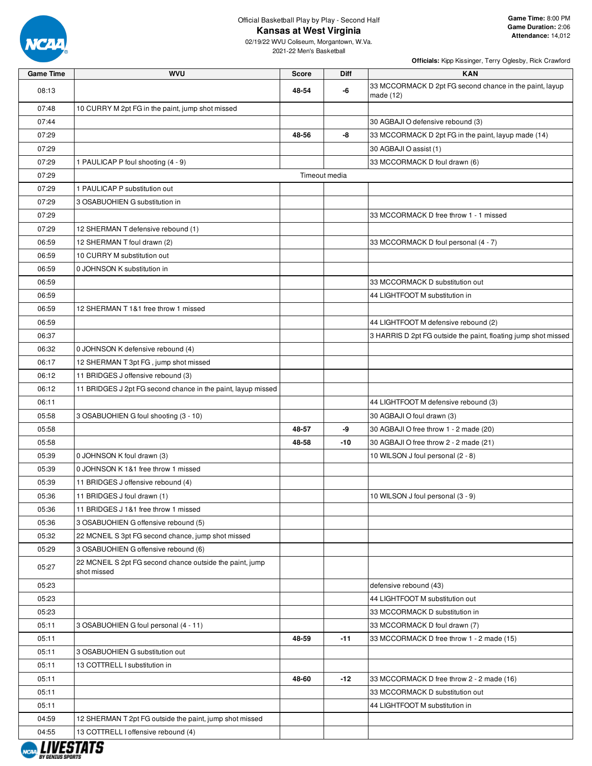Official Basketball Play by Play - Second Half

# Kansas at West Virginia

02/19/22 WVU Coliseum, Morgantown, W.Va.
2021-22 Men's Basketball

**Game Time:** 8:00 PM
**Game Duration:** 2:06
**Attendance:** 14,012

**Officials:** Kipp Kissinger, Terry Oglesby, Rick Crawford

| Game Time | WVU | Score | Diff | KAN |
|---|---|---|---|---|
| 08:13 | | **48-54** | **-6** | 33 MCCORMACK D 2pt FG second chance in the paint, layup made (12) |
| 07:48 | 10 CURRY M 2pt FG in the paint, jump shot missed | | | |
| 07:44 | | | | 30 AGBAJI O defensive rebound (3) |
| 07:29 | | **48-56** | **-8** | 33 MCCORMACK D 2pt FG in the paint, layup made (14) |
| 07:29 | | | | 30 AGBAJI O assist (1) |
| 07:29 | 1 PAULICAP P foul shooting (4 - 9) | | | 33 MCCORMACK D foul drawn (6) |
| 07:29 | | Timeout media | | |
| 07:29 | 1 PAULICAP P substitution out | | | |
| 07:29 | 3 OSABUOHIEN G substitution in | | | |
| 07:29 | | | | 33 MCCORMACK D free throw 1 - 1 missed |
| 07:29 | 12 SHERMAN T defensive rebound (1) | | | |
| 06:59 | 12 SHERMAN T foul drawn (2) | | | 33 MCCORMACK D foul personal (4 - 7) |
| 06:59 | 10 CURRY M substitution out | | | |
| 06:59 | 0 JOHNSON K substitution in | | | |
| 06:59 | | | | 33 MCCORMACK D substitution out |
| 06:59 | | | | 44 LIGHTFOOT M substitution in |
| 06:59 | 12 SHERMAN T 1&1 free throw 1 missed | | | |
| 06:59 | | | | 44 LIGHTFOOT M defensive rebound (2) |
| 06:37 | | | | 3 HARRIS D 2pt FG outside the paint, floating jump shot missed |
| 06:32 | 0 JOHNSON K defensive rebound (4) | | | |
| 06:17 | 12 SHERMAN T 3pt FG , jump shot missed | | | |
| 06:12 | 11 BRIDGES J offensive rebound (3) | | | |
| 06:12 | 11 BRIDGES J 2pt FG second chance in the paint, layup missed | | | |
| 06:11 | | | | 44 LIGHTFOOT M defensive rebound (3) |
| 05:58 | 3 OSABUOHIEN G foul shooting (3 - 10) | | | 30 AGBAJI O foul drawn (3) |
| 05:58 | | **48-57** | **-9** | 30 AGBAJI O free throw 1 - 2 made (20) |
| 05:58 | | **48-58** | **-10** | 30 AGBAJI O free throw 2 - 2 made (21) |
| 05:39 | 0 JOHNSON K foul drawn (3) | | | 10 WILSON J foul personal (2 - 8) |
| 05:39 | 0 JOHNSON K 1&1 free throw 1 missed | | | |
| 05:39 | 11 BRIDGES J offensive rebound (4) | | | |
| 05:36 | 11 BRIDGES J foul drawn (1) | | | 10 WILSON J foul personal (3 - 9) |
| 05:36 | 11 BRIDGES J 1&1 free throw 1 missed | | | |
| 05:36 | 3 OSABUOHIEN G offensive rebound (5) | | | |
| 05:32 | 22 MCNEIL S 3pt FG second chance, jump shot missed | | | |
| 05:29 | 3 OSABUOHIEN G offensive rebound (6) | | | |
| 05:27 | 22 MCNEIL S 2pt FG second chance outside the paint, jump shot missed | | | |
| 05:23 | | | | defensive rebound (43) |
| 05:23 | | | | 44 LIGHTFOOT M substitution out |
| 05:23 | | | | 33 MCCORMACK D substitution in |
| 05:11 | 3 OSABUOHIEN G foul personal (4 - 11) | | | 33 MCCORMACK D foul drawn (7) |
| 05:11 | | **48-59** | **-11** | 33 MCCORMACK D free throw 1 - 2 made (15) |
| 05:11 | 3 OSABUOHIEN G substitution out | | | |
| 05:11 | 13 COTTRELL I substitution in | | | |
| 05:11 | | **48-60** | **-12** | 33 MCCORMACK D free throw 2 - 2 made (16) |
| 05:11 | | | | 33 MCCORMACK D substitution out |
| 05:11 | | | | 44 LIGHTFOOT M substitution in |
| 04:59 | 12 SHERMAN T 2pt FG outside the paint, jump shot missed | | | |
| 04:55 | 13 COTTRELL I offensive rebound (4) | | | |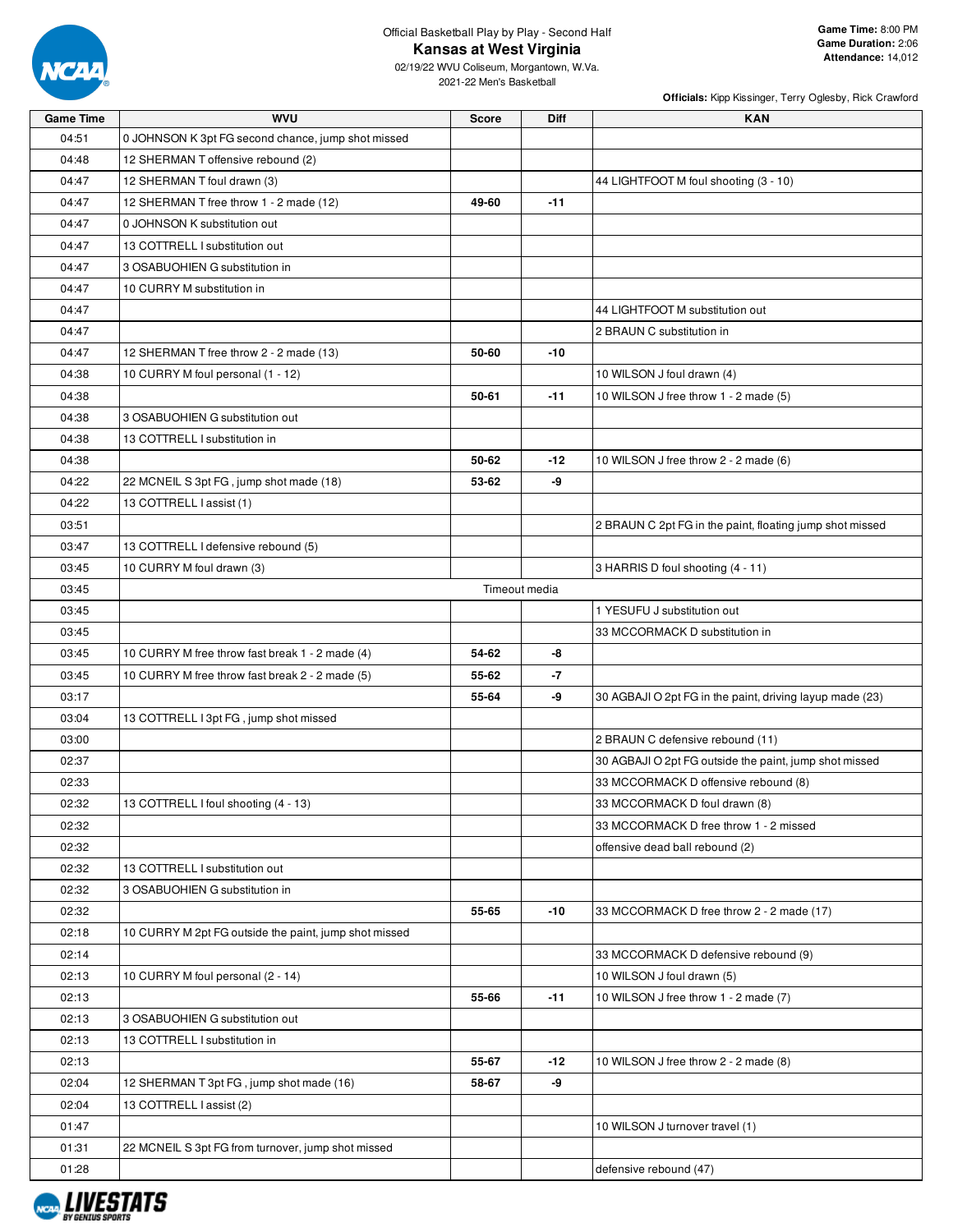Official Basketball Play by Play - Second Half

# Kansas at West Virginia

02/19/22 WVU Coliseum, Morgantown, W.Va.

2021-22 Men's Basketball

**Game Time:** 8:00 PM
**Game Duration:** 2:06
**Attendance:** 14,012

**Officials:** Kipp Kissinger, Terry Oglesby, Rick Crawford

| Game Time | WVU | Score | Diff | KAN |
|---|---|---|---|---|
| 04:51 | 0 JOHNSON K 3pt FG second chance, jump shot missed | | | |
| 04:48 | 12 SHERMAN T offensive rebound (2) | | | |
| 04:47 | 12 SHERMAN T foul drawn (3) | | | 44 LIGHTFOOT M foul shooting (3 - 10) |
| 04:47 | 12 SHERMAN T free throw 1 - 2 made (12) | 49-60 | -11 | |
| 04:47 | 0 JOHNSON K substitution out | | | |
| 04:47 | 13 COTTRELL I substitution out | | | |
| 04:47 | 3 OSABUOHIEN G substitution in | | | |
| 04:47 | 10 CURRY M substitution in | | | |
| 04:47 | | | | 44 LIGHTFOOT M substitution out |
| 04:47 | | | | 2 BRAUN C substitution in |
| 04:47 | 12 SHERMAN T free throw 2 - 2 made (13) | 50-60 | -10 | |
| 04:38 | 10 CURRY M foul personal (1 - 12) | | | 10 WILSON J foul drawn (4) |
| 04:38 | | 50-61 | -11 | 10 WILSON J free throw 1 - 2 made (5) |
| 04:38 | 3 OSABUOHIEN G substitution out | | | |
| 04:38 | 13 COTTRELL I substitution in | | | |
| 04:38 | | 50-62 | -12 | 10 WILSON J free throw 2 - 2 made (6) |
| 04:22 | 22 MCNEIL S 3pt FG , jump shot made (18) | 53-62 | -9 | |
| 04:22 | 13 COTTRELL I assist (1) | | | |
| 03:51 | | | | 2 BRAUN C 2pt FG in the paint, floating jump shot missed |
| 03:47 | 13 COTTRELL I defensive rebound (5) | | | |
| 03:45 | 10 CURRY M foul drawn (3) | | | 3 HARRIS D foul shooting (4 - 11) |
| 03:45 | Timeout media | | | |
| 03:45 | | | | 1 YESUFU J substitution out |
| 03:45 | | | | 33 MCCORMACK D substitution in |
| 03:45 | 10 CURRY M free throw fast break 1 - 2 made (4) | 54-62 | -8 | |
| 03:45 | 10 CURRY M free throw fast break 2 - 2 made (5) | 55-62 | -7 | |
| 03:17 | | 55-64 | -9 | 30 AGBAJI O 2pt FG in the paint, driving layup made (23) |
| 03:04 | 13 COTTRELL I 3pt FG , jump shot missed | | | |
| 03:00 | | | | 2 BRAUN C defensive rebound (11) |
| 02:37 | | | | 30 AGBAJI O 2pt FG outside the paint, jump shot missed |
| 02:33 | | | | 33 MCCORMACK D offensive rebound (8) |
| 02:32 | 13 COTTRELL I foul shooting (4 - 13) | | | 33 MCCORMACK D foul drawn (8) |
| 02:32 | | | | 33 MCCORMACK D free throw 1 - 2 missed |
| 02:32 | | | | offensive dead ball rebound (2) |
| 02:32 | 13 COTTRELL I substitution out | | | |
| 02:32 | 3 OSABUOHIEN G substitution in | | | |
| 02:32 | | 55-65 | -10 | 33 MCCORMACK D free throw 2 - 2 made (17) |
| 02:18 | 10 CURRY M 2pt FG outside the paint, jump shot missed | | | |
| 02:14 | | | | 33 MCCORMACK D defensive rebound (9) |
| 02:13 | 10 CURRY M foul personal (2 - 14) | | | 10 WILSON J foul drawn (5) |
| 02:13 | | 55-66 | -11 | 10 WILSON J free throw 1 - 2 made (7) |
| 02:13 | 3 OSABUOHIEN G substitution out | | | |
| 02:13 | 13 COTTRELL I substitution in | | | |
| 02:13 | | 55-67 | -12 | 10 WILSON J free throw 2 - 2 made (8) |
| 02:04 | 12 SHERMAN T 3pt FG , jump shot made (16) | 58-67 | -9 | |
| 02:04 | 13 COTTRELL I assist (2) | | | |
| 01:47 | | | | 10 WILSON J turnover travel (1) |
| 01:31 | 22 MCNEIL S 3pt FG from turnover, jump shot missed | | | |
| 01:28 | | | | defensive rebound (47) |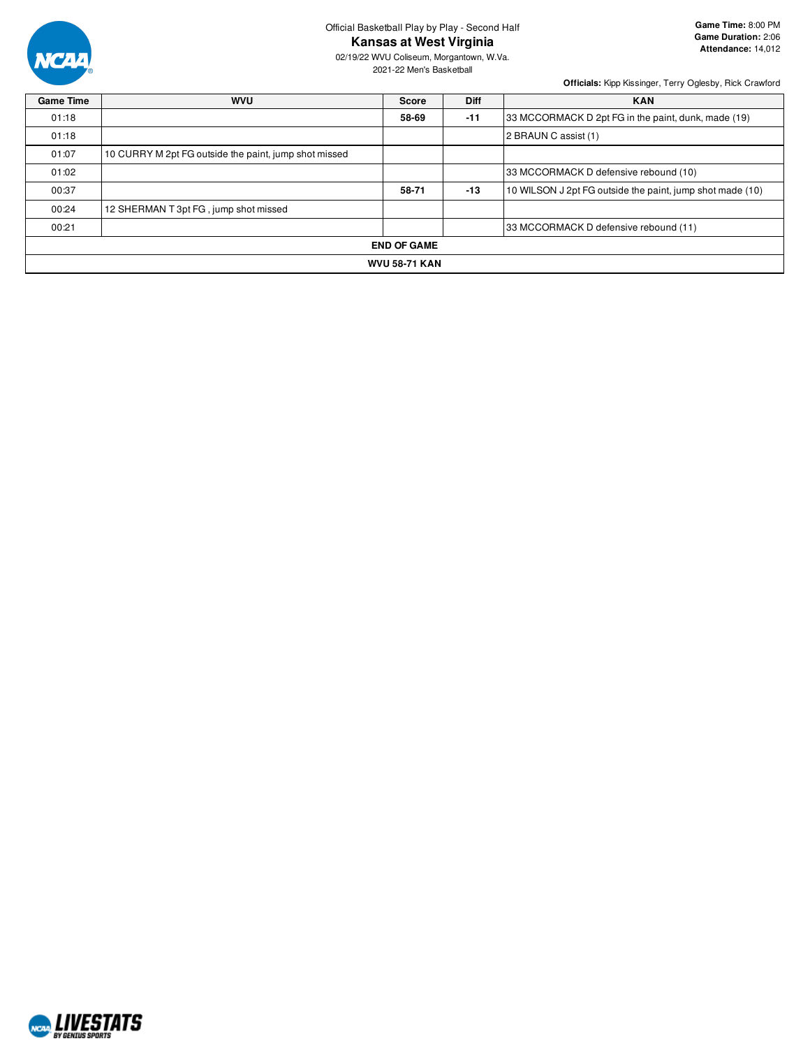Official Basketball Play by Play - Second Half

# Kansas at West Virginia

02/19/22 WVU Coliseum, Morgantown, W.Va.
2021-22 Men's Basketball

**Game Time:** 8:00 PM
**Game Duration:** 2:06
**Attendance:** 14,012

**Officials:** Kipp Kissinger, Terry Oglesby, Rick Crawford

| Game Time | WVU | Score | Diff | KAN |
|---|---|---|---|---|
| 01:18 | | **58-69** | **-11** | 33 MCCORMACK D 2pt FG in the paint, dunk, made (19) |
| 01:18 | | | | 2 BRAUN C assist (1) |
| 01:07 | 10 CURRY M 2pt FG outside the paint, jump shot missed | | | |
| 01:02 | | | | 33 MCCORMACK D defensive rebound (10) |
| 00:37 | | **58-71** | **-13** | 10 WILSON J 2pt FG outside the paint, jump shot made (10) |
| 00:24 | 12 SHERMAN T 3pt FG , jump shot missed | | | |
| 00:21 | | | | 33 MCCORMACK D defensive rebound (11) |
| **END OF GAME** | | | | |
| **WVU 58-71 KAN** | | | | |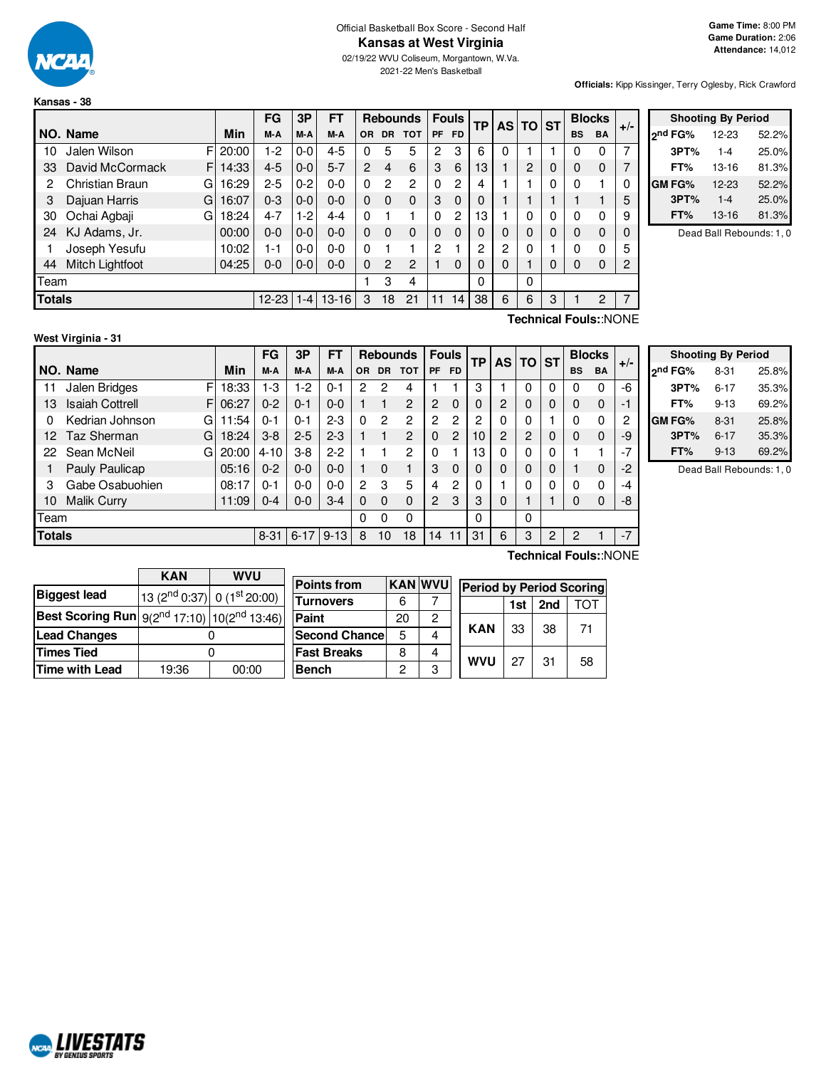Official Basketball Box Score - Second Half

# Kansas at West Virginia

02/19/22 WVU Coliseum, Morgantown, W.Va.

2021-22 Men's Basketball

**Game Time:** 8:00 PM
**Game Duration:** 2:06
**Attendance:** 14,012

**Officials:** Kipp Kissinger, Terry Oglesby, Rick Crawford

**Kansas - 38**

| NO. | Name | | Min | FG M-A | 3P M-A | FT M-A | OR | DR | TOT | PF | FD | TP | AS | TO | ST | BS | BA | +/- |
|---|---|---|---|---|---|---|---|---|---|---|---|---|---|---|---|---|---|---|
| 10 | Jalen Wilson | F | 20:00 | 1-2 | 0-0 | 4-5 | 0 | 5 | 5 | 2 | 3 | 6 | 0 | 1 | 1 | 0 | 0 | 7 |
| 33 | David McCormack | F | 14:33 | 4-5 | 0-0 | 5-7 | 2 | 4 | 6 | 3 | 6 | 13 | 1 | 2 | 0 | 0 | 0 | 7 |
| 2 | Christian Braun | G | 16:29 | 2-5 | 0-2 | 0-0 | 0 | 2 | 2 | 0 | 2 | 4 | 1 | 1 | 0 | 0 | 1 | 0 |
| 3 | Dajuan Harris | G | 16:07 | 0-3 | 0-0 | 0-0 | 0 | 0 | 0 | 3 | 0 | 0 | 1 | 1 | 1 | 1 | 1 | 5 |
| 30 | Ochai Agbaji | G | 18:24 | 4-7 | 1-2 | 4-4 | 0 | 1 | 1 | 0 | 2 | 13 | 1 | 0 | 0 | 0 | 0 | 9 |
| 24 | KJ Adams, Jr. | | 00:00 | 0-0 | 0-0 | 0-0 | 0 | 0 | 0 | 0 | 0 | 0 | 0 | 0 | 0 | 0 | 0 | 0 |
| 1 | Joseph Yesufu | | 10:02 | 1-1 | 0-0 | 0-0 | 0 | 1 | 1 | 2 | 1 | 2 | 2 | 0 | 1 | 0 | 0 | 5 |
| 44 | Mitch Lightfoot | | 04:25 | 0-0 | 0-0 | 0-0 | 0 | 2 | 2 | 1 | 0 | 0 | 0 | 1 | 0 | 0 | 0 | 2 |
| | Team | | | | | | 1 | 3 | 4 | | | 0 | | 0 | | | | |
| | **Totals** | | | 12-23 | 1-4 | 13-16 | 3 | 18 | 21 | 11 | 14 | 38 | 6 | 6 | 3 | 1 | 2 | 7 |

**Technical Fouls:**:NONE

| Shooting By Period | | |
|---|---|---|
| 2nd FG% | 12-23 | 52.2% |
| 3PT% | 1-4 | 25.0% |
| FT% | 13-16 | 81.3% |
| GM FG% | 12-23 | 52.2% |
| 3PT% | 1-4 | 25.0% |
| FT% | 13-16 | 81.3% |

Dead Ball Rebounds: 1, 0

**West Virginia - 31**

| NO. | Name | | Min | FG M-A | 3P M-A | FT M-A | OR | DR | TOT | PF | FD | TP | AS | TO | ST | BS | BA | +/- |
|---|---|---|---|---|---|---|---|---|---|---|---|---|---|---|---|---|---|---|
| 11 | Jalen Bridges | F | 18:33 | 1-3 | 1-2 | 0-1 | 2 | 2 | 4 | 1 | 1 | 3 | 1 | 0 | 0 | 0 | 0 | -6 |
| 13 | Isaiah Cottrell | F | 06:27 | 0-2 | 0-1 | 0-0 | 1 | 1 | 2 | 2 | 0 | 0 | 2 | 0 | 0 | 0 | 0 | -1 |
| 0 | Kedrian Johnson | G | 11:54 | 0-1 | 0-1 | 2-3 | 0 | 2 | 2 | 2 | 2 | 2 | 0 | 0 | 1 | 0 | 0 | 2 |
| 12 | Taz Sherman | G | 18:24 | 3-8 | 2-5 | 2-3 | 1 | 1 | 2 | 0 | 2 | 10 | 2 | 2 | 0 | 0 | 0 | -9 |
| 22 | Sean McNeil | G | 20:00 | 4-10 | 3-8 | 2-2 | 1 | 1 | 2 | 0 | 1 | 13 | 0 | 0 | 0 | 1 | 1 | -7 |
| 1 | Pauly Paulicap | | 05:16 | 0-2 | 0-0 | 0-0 | 1 | 0 | 1 | 3 | 0 | 0 | 0 | 0 | 0 | 1 | 0 | -2 |
| 3 | Gabe Osabuohien | | 08:17 | 0-1 | 0-0 | 0-0 | 2 | 3 | 5 | 4 | 2 | 0 | 1 | 0 | 0 | 0 | 0 | -4 |
| 10 | Malik Curry | | 11:09 | 0-4 | 0-0 | 3-4 | 0 | 0 | 0 | 2 | 3 | 3 | 0 | 1 | 1 | 0 | 0 | -8 |
| | Team | | | | | | 0 | 0 | 0 | | | 0 | | 0 | | | | |
| | **Totals** | | | 8-31 | 6-17 | 9-13 | 8 | 10 | 18 | 14 | 11 | 31 | 6 | 3 | 2 | 2 | 1 | -7 |

**Technical Fouls:**:NONE

| Shooting By Period | | |
|---|---|---|
| 2nd FG% | 8-31 | 25.8% |
| 3PT% | 6-17 | 35.3% |
| FT% | 9-13 | 69.2% |
| GM FG% | 8-31 | 25.8% |
| 3PT% | 6-17 | 35.3% |
| FT% | 9-13 | 69.2% |

Dead Ball Rebounds: 1, 0

| | KAN | WVU |
|---|---|---|
| **Biggest lead** | 13 (2nd 0:37) | 0 (1st 20:00) |
| **Best Scoring Run** | 9(2nd 17:10) | 10(2nd 13:46) |
| **Lead Changes** | 0 | |
| **Times Tied** | 0 | |
| **Time with Lead** | 19:36 | 00:00 |

| Points from | KAN | WVU |
|---|---|---|
| Turnovers | 6 | 7 |
| Paint | 20 | 2 |
| Second Chance | 5 | 4 |
| Fast Breaks | 8 | 4 |
| Bench | 2 | 3 |

| Period by Period Scoring | 1st | 2nd | TOT |
|---|---|---|---|
| KAN | 33 | 38 | 71 |
| WVU | 27 | 31 | 58 |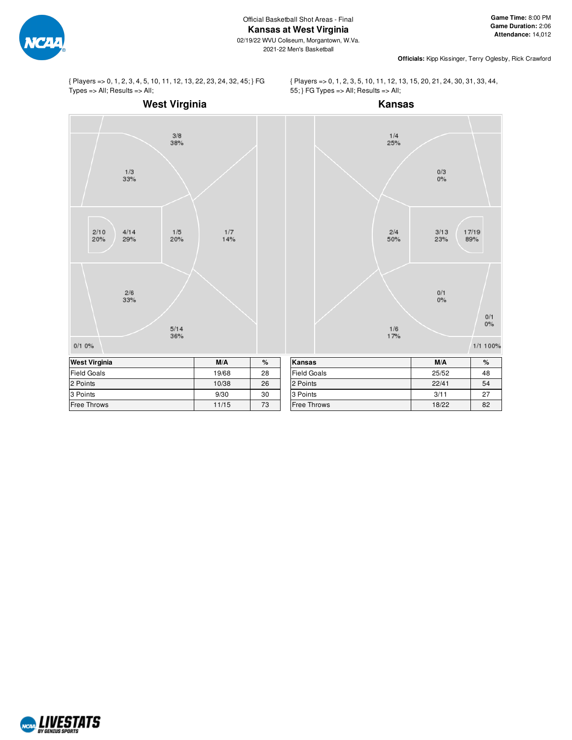Official Basketball Shot Areas - Final

# Kansas at West Virginia

02/19/22 WVU Coliseum, Morgantown, W.Va.
2021-22 Men's Basketball

**Game Time:** 8:00 PM
**Game Duration:** 2:06
**Attendance:** 14,012

**Officials:** Kipp Kissinger, Terry Oglesby, Rick Crawford

{ Players => 0, 1, 2, 3, 4, 5, 10, 11, 12, 13, 22, 23, 24, 32, 45; } FG Types => All; Results => All;

## West Virginia

3/8 38%
1/3 33%
2/10 20%
4/14 29%
1/5 20%
1/7 14%
2/6 33%
5/14 36%
0/1 0%

| West Virginia | M/A | % |
|---|---|---|
| Field Goals | 19/68 | 28 |
| 2 Points | 10/38 | 26 |
| 3 Points | 9/30 | 30 |
| Free Throws | 11/15 | 73 |

{ Players => 0, 1, 2, 3, 5, 10, 11, 12, 13, 15, 20, 21, 24, 30, 31, 33, 44, 55; } FG Types => All; Results => All;

## Kansas

1/4 25%
0/3 0%
2/4 50%
3/13 23%
17/19 89%
0/1 0%
0/1 0%
1/6 17%
1/1 100%

| Kansas | M/A | % |
|---|---|---|
| Field Goals | 25/52 | 48 |
| 2 Points | 22/41 | 54 |
| 3 Points | 3/11 | 27 |
| Free Throws | 18/22 | 82 |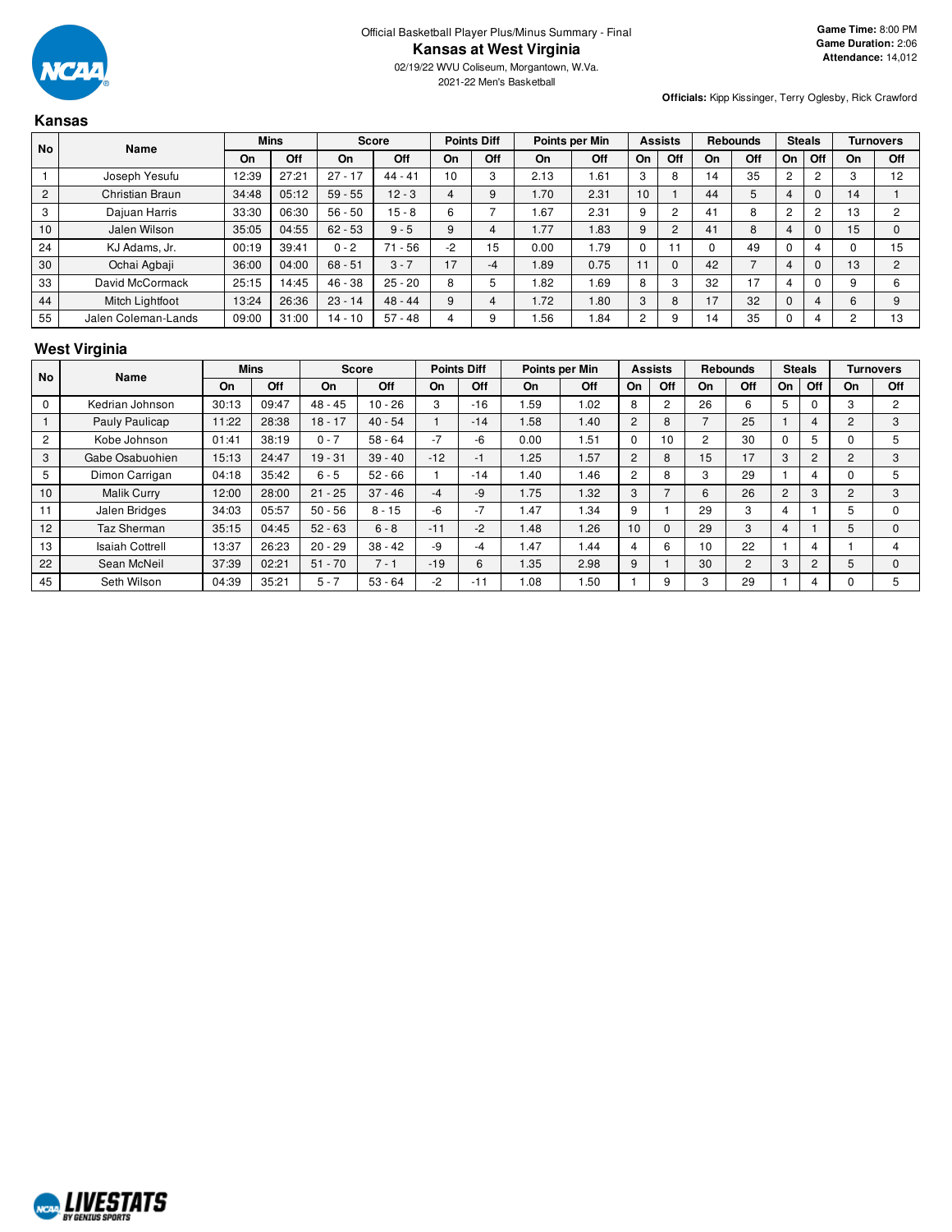Official Basketball Player Plus/Minus Summary - Final

# Kansas at West Virginia

02/19/22 WVU Coliseum, Morgantown, W.Va.

2021-22 Men's Basketball

**Game Time:** 8:00 PM
**Game Duration:** 2:06
**Attendance:** 14,012

**Officials:** Kipp Kissinger, Terry Oglesby, Rick Crawford

## Kansas

| No | Name | Mins | | Score | | Points Diff | | Points per Min | | Assists | | Rebounds | | Steals | | Turnovers | |
|---|---|---|---|---|---|---|---|---|---|---|---|---|---|---|---|---|---|
| | | On | Off | On | Off | On | Off | On | Off | On | Off | On | Off | On | Off | On | Off |
| 1 | Joseph Yesufu | 12:39 | 27:21 | 27 - 17 | 44 - 41 | 10 | 3 | 2.13 | 1.61 | 3 | 8 | 14 | 35 | 2 | 2 | 3 | 12 |
| 2 | Christian Braun | 34:48 | 05:12 | 59 - 55 | 12 - 3 | 4 | 9 | 1.70 | 2.31 | 10 | 1 | 44 | 5 | 4 | 0 | 14 | 1 |
| 3 | Dajuan Harris | 33:30 | 06:30 | 56 - 50 | 15 - 8 | 6 | 7 | 1.67 | 2.31 | 9 | 2 | 41 | 8 | 2 | 2 | 13 | 2 |
| 10 | Jalen Wilson | 35:05 | 04:55 | 62 - 53 | 9 - 5 | 9 | 4 | 1.77 | 1.83 | 9 | 2 | 41 | 8 | 4 | 0 | 15 | 0 |
| 24 | KJ Adams, Jr. | 00:19 | 39:41 | 0 - 2 | 71 - 56 | -2 | 15 | 0.00 | 1.79 | 0 | 11 | 0 | 49 | 0 | 4 | 0 | 15 |
| 30 | Ochai Agbaji | 36:00 | 04:00 | 68 - 51 | 3 - 7 | 17 | -4 | 1.89 | 0.75 | 11 | 0 | 42 | 7 | 4 | 0 | 13 | 2 |
| 33 | David McCormack | 25:15 | 14:45 | 46 - 38 | 25 - 20 | 8 | 5 | 1.82 | 1.69 | 8 | 3 | 32 | 17 | 4 | 0 | 9 | 6 |
| 44 | Mitch Lightfoot | 13:24 | 26:36 | 23 - 14 | 48 - 44 | 9 | 4 | 1.72 | 1.80 | 3 | 8 | 17 | 32 | 0 | 4 | 6 | 9 |
| 55 | Jalen Coleman-Lands | 09:00 | 31:00 | 14 - 10 | 57 - 48 | 4 | 9 | 1.56 | 1.84 | 2 | 9 | 14 | 35 | 0 | 4 | 2 | 13 |

## West Virginia

| No | Name | Mins | | Score | | Points Diff | | Points per Min | | Assists | | Rebounds | | Steals | | Turnovers | |
|---|---|---|---|---|---|---|---|---|---|---|---|---|---|---|---|---|---|
| | | On | Off | On | Off | On | Off | On | Off | On | Off | On | Off | On | Off | On | Off |
| 0 | Kedrian Johnson | 30:13 | 09:47 | 48 - 45 | 10 - 26 | 3 | -16 | 1.59 | 1.02 | 8 | 2 | 26 | 6 | 5 | 0 | 3 | 2 |
| 1 | Pauly Paulicap | 11:22 | 28:38 | 18 - 17 | 40 - 54 | 1 | -14 | 1.58 | 1.40 | 2 | 8 | 7 | 25 | 1 | 4 | 2 | 3 |
| 2 | Kobe Johnson | 01:41 | 38:19 | 0 - 7 | 58 - 64 | -7 | -6 | 0.00 | 1.51 | 0 | 10 | 2 | 30 | 0 | 5 | 0 | 5 |
| 3 | Gabe Osabuohien | 15:13 | 24:47 | 19 - 31 | 39 - 40 | -12 | -1 | 1.25 | 1.57 | 2 | 8 | 15 | 17 | 3 | 2 | 2 | 3 |
| 5 | Dimon Carrigan | 04:18 | 35:42 | 6 - 5 | 52 - 66 | 1 | -14 | 1.40 | 1.46 | 2 | 8 | 3 | 29 | 1 | 4 | 0 | 5 |
| 10 | Malik Curry | 12:00 | 28:00 | 21 - 25 | 37 - 46 | -4 | -9 | 1.75 | 1.32 | 3 | 7 | 6 | 26 | 2 | 3 | 2 | 3 |
| 11 | Jalen Bridges | 34:03 | 05:57 | 50 - 56 | 8 - 15 | -6 | -7 | 1.47 | 1.34 | 9 | 1 | 29 | 3 | 4 | 1 | 5 | 0 |
| 12 | Taz Sherman | 35:15 | 04:45 | 52 - 63 | 6 - 8 | -11 | -2 | 1.48 | 1.26 | 10 | 0 | 29 | 3 | 4 | 1 | 5 | 0 |
| 13 | Isaiah Cottrell | 13:37 | 26:23 | 20 - 29 | 38 - 42 | -9 | -4 | 1.47 | 1.44 | 4 | 6 | 10 | 22 | 1 | 4 | 1 | 4 |
| 22 | Sean McNeil | 37:39 | 02:21 | 51 - 70 | 7 - 1 | -19 | 6 | 1.35 | 2.98 | 9 | 1 | 30 | 2 | 3 | 2 | 5 | 0 |
| 45 | Seth Wilson | 04:39 | 35:21 | 5 - 7 | 53 - 64 | -2 | -11 | 1.08 | 1.50 | 1 | 9 | 3 | 29 | 1 | 4 | 0 | 5 |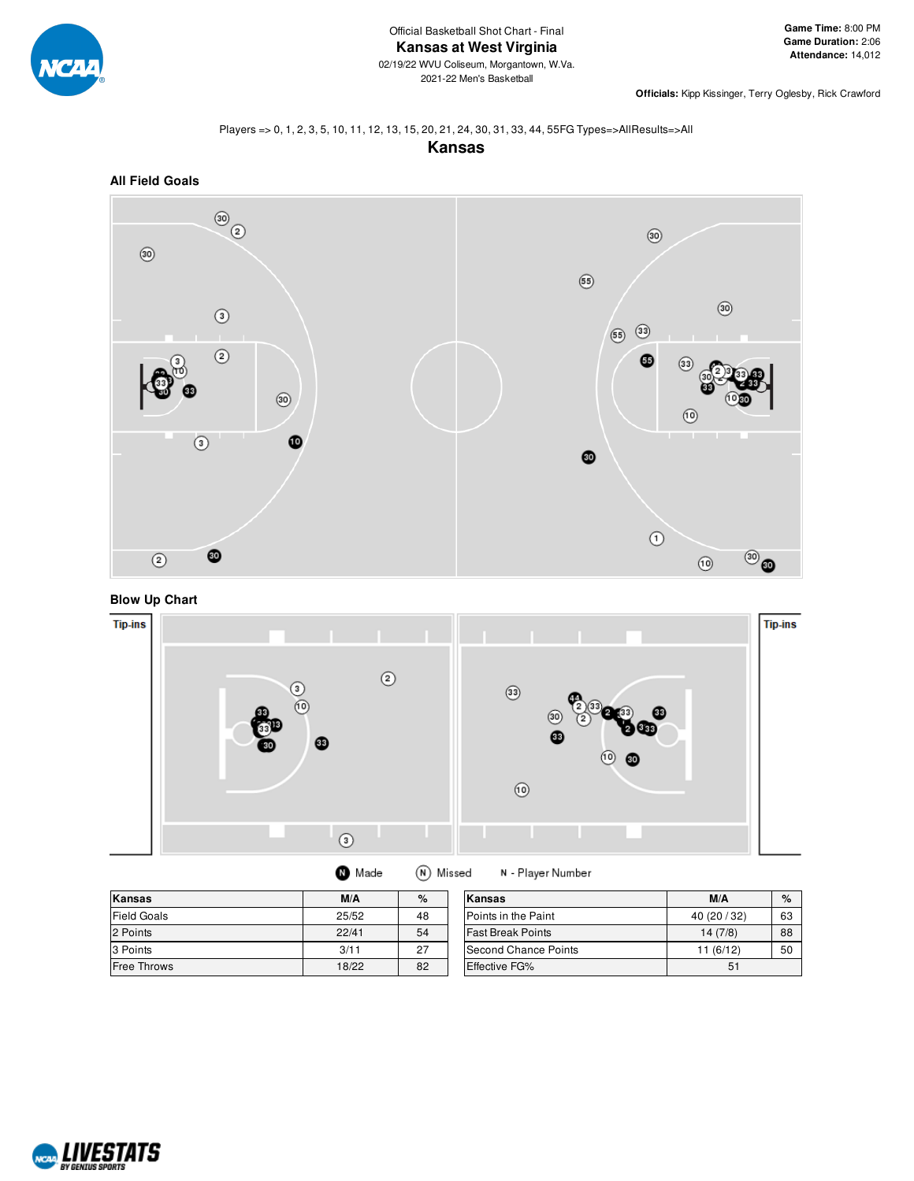Official Basketball Shot Chart - Final

# Kansas at West Virginia

02/19/22 WVU Coliseum, Morgantown, W.Va.

2021-22 Men's Basketball

**Game Time:** 8:00 PM
**Game Duration:** 2:06
**Attendance:** 14,012

**Officials:** Kipp Kissinger, Terry Oglesby, Rick Crawford

Players => 0, 1, 2, 3, 5, 10, 11, 12, 13, 15, 20, 21, 24, 30, 31, 33, 44, 55FG Types=>AllResults=>All

## Kansas

### All Field Goals

### Blow Up Chart

Tip-ins

Tip-ins

Made Missed N - Player Number

| Kansas | M/A | % |
|---|---|---|
| Field Goals | 25/52 | 48 |
| 2 Points | 22/41 | 54 |
| 3 Points | 3/11 | 27 |
| Free Throws | 18/22 | 82 |

| Kansas | M/A | % |
|---|---|---|
| Points in the Paint | 40 (20 / 32) | 63 |
| Fast Break Points | 14 (7/8) | 88 |
| Second Chance Points | 11 (6/12) | 50 |
| Effective FG% | 51 | |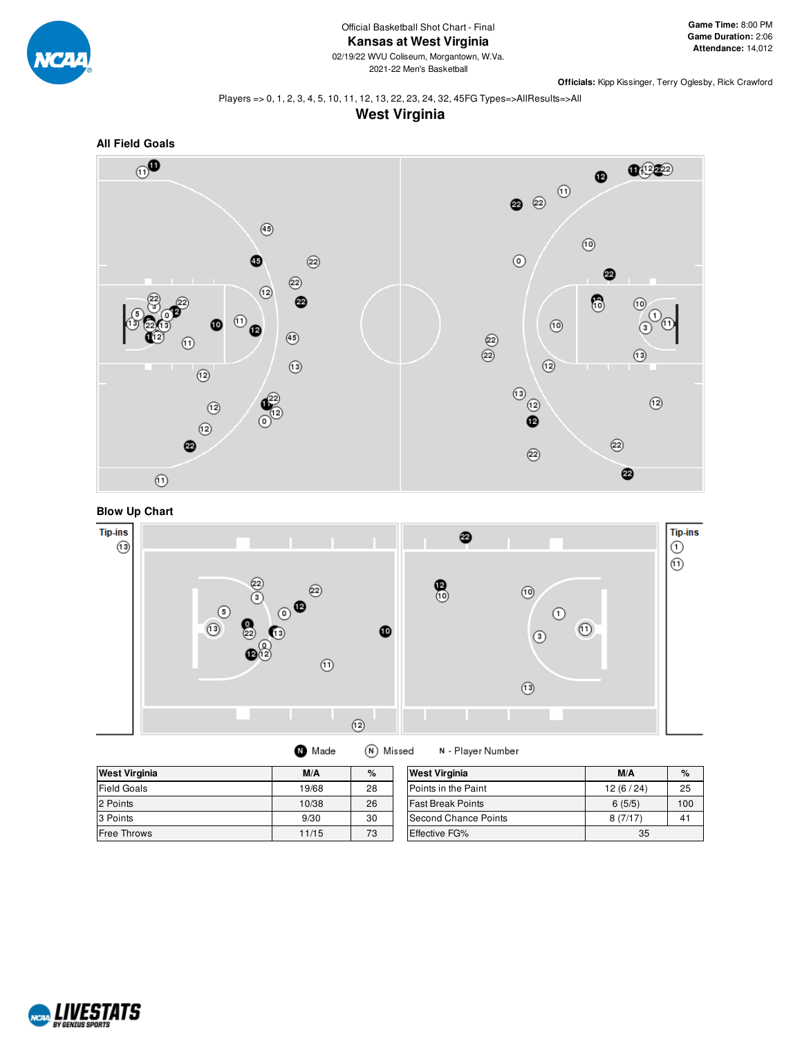Official Basketball Shot Chart - Final

# Kansas at West Virginia

02/19/22 WVU Coliseum, Morgantown, W.Va.
2021-22 Men's Basketball

**Game Time:** 8:00 PM
**Game Duration:** 2:06
**Attendance:** 14,012

**Officials:** Kipp Kissinger, Terry Oglesby, Rick Crawford

Players => 0, 1, 2, 3, 4, 5, 10, 11, 12, 13, 22, 23, 24, 32, 45FG Types=>AllResults=>All

## West Virginia

### All Field Goals

### Blow Up Chart

Tip-ins

Tip-ins

Made   Missed   N - Player Number

| West Virginia | M/A | % |
|---|---|---|
| Field Goals | 19/68 | 28 |
| 2 Points | 10/38 | 26 |
| 3 Points | 9/30 | 30 |
| Free Throws | 11/15 | 73 |

| West Virginia | M/A | % |
|---|---|---|
| Points in the Paint | 12 (6 / 24) | 25 |
| Fast Break Points | 6 (5/5) | 100 |
| Second Chance Points | 8 (7/17) | 41 |
| Effective FG% | 35 | |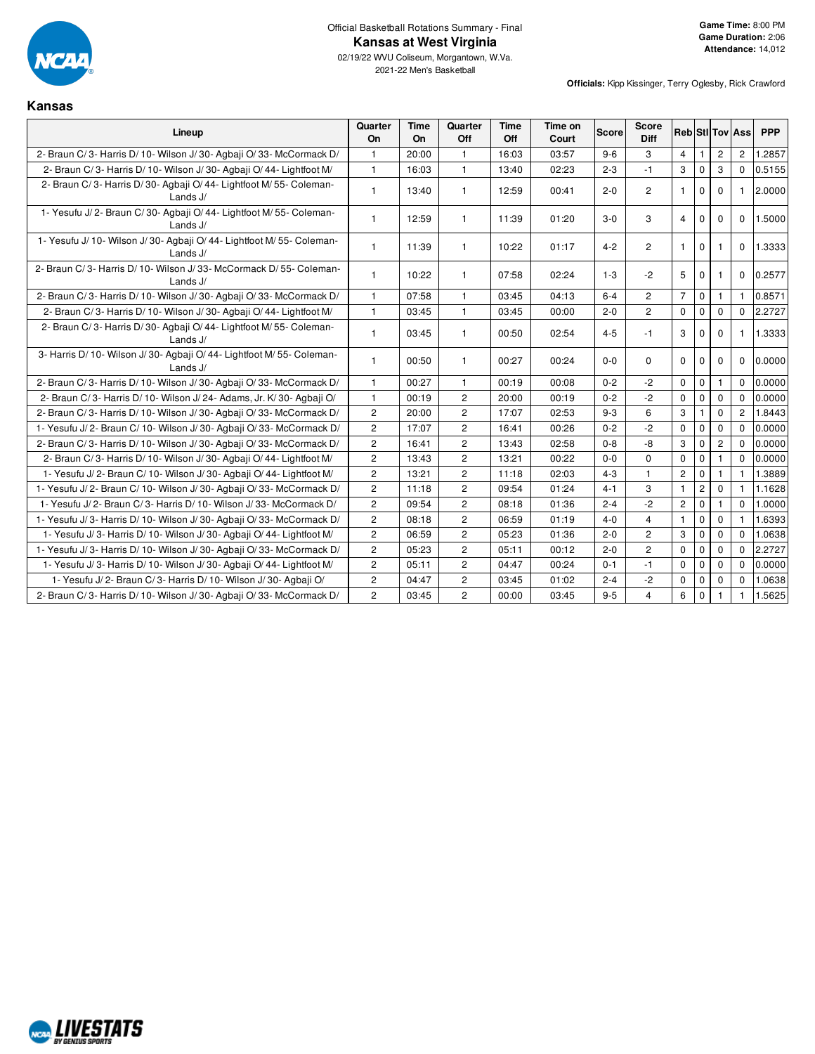Official Basketball Rotations Summary - Final

# Kansas at West Virginia

02/19/22 WVU Coliseum, Morgantown, W.Va.

2021-22 Men's Basketball

**Game Time:** 8:00 PM
**Game Duration:** 2:06
**Attendance:** 14,012

**Officials:** Kipp Kissinger, Terry Oglesby, Rick Crawford

## Kansas

| Lineup | Quarter On | Time On | Quarter Off | Time Off | Time on Court | Score | Score Diff | Reb | Stl | Tov | Ass | PPP |
|---|---|---|---|---|---|---|---|---|---|---|---|---|
| 2- Braun C/ 3- Harris D/ 10- Wilson J/ 30- Agbaji O/ 33- McCormack D/ | 1 | 20:00 | 1 | 16:03 | 03:57 | 9-6 | 3 | 4 | 1 | 2 | 2 | 1.2857 |
| 2- Braun C/ 3- Harris D/ 10- Wilson J/ 30- Agbaji O/ 44- Lightfoot M/ | 1 | 16:03 | 1 | 13:40 | 02:23 | 2-3 | -1 | 3 | 0 | 3 | 0 | 0.5155 |
| 2- Braun C/ 3- Harris D/ 30- Agbaji O/ 44- Lightfoot M/ 55- Coleman-Lands J/ | 1 | 13:40 | 1 | 12:59 | 00:41 | 2-0 | 2 | 1 | 0 | 0 | 1 | 2.0000 |
| 1- Yesufu J/ 2- Braun C/ 30- Agbaji O/ 44- Lightfoot M/ 55- Coleman-Lands J/ | 1 | 12:59 | 1 | 11:39 | 01:20 | 3-0 | 3 | 4 | 0 | 0 | 0 | 1.5000 |
| 1- Yesufu J/ 10- Wilson J/ 30- Agbaji O/ 44- Lightfoot M/ 55- Coleman-Lands J/ | 1 | 11:39 | 1 | 10:22 | 01:17 | 4-2 | 2 | 1 | 0 | 1 | 0 | 1.3333 |
| 2- Braun C/ 3- Harris D/ 10- Wilson J/ 33- McCormack D/ 55- Coleman-Lands J/ | 1 | 10:22 | 1 | 07:58 | 02:24 | 1-3 | -2 | 5 | 0 | 1 | 0 | 0.2577 |
| 2- Braun C/ 3- Harris D/ 10- Wilson J/ 30- Agbaji O/ 33- McCormack D/ | 1 | 07:58 | 1 | 03:45 | 04:13 | 6-4 | 2 | 7 | 0 | 1 | 1 | 0.8571 |
| 2- Braun C/ 3- Harris D/ 10- Wilson J/ 30- Agbaji O/ 44- Lightfoot M/ | 1 | 03:45 | 1 | 03:45 | 00:00 | 2-0 | 2 | 0 | 0 | 0 | 0 | 2.2727 |
| 2- Braun C/ 3- Harris D/ 30- Agbaji O/ 44- Lightfoot M/ 55- Coleman-Lands J/ | 1 | 03:45 | 1 | 00:50 | 02:54 | 4-5 | -1 | 3 | 0 | 0 | 1 | 1.3333 |
| 3- Harris D/ 10- Wilson J/ 30- Agbaji O/ 44- Lightfoot M/ 55- Coleman-Lands J/ | 1 | 00:50 | 1 | 00:27 | 00:24 | 0-0 | 0 | 0 | 0 | 0 | 0 | 0.0000 |
| 2- Braun C/ 3- Harris D/ 10- Wilson J/ 30- Agbaji O/ 33- McCormack D/ | 1 | 00:27 | 1 | 00:19 | 00:08 | 0-2 | -2 | 0 | 0 | 1 | 0 | 0.0000 |
| 2- Braun C/ 3- Harris D/ 10- Wilson J/ 24- Adams, Jr. K/ 30- Agbaji O/ | 1 | 00:19 | 2 | 20:00 | 00:19 | 0-2 | -2 | 0 | 0 | 0 | 0 | 0.0000 |
| 2- Braun C/ 3- Harris D/ 10- Wilson J/ 30- Agbaji O/ 33- McCormack D/ | 2 | 20:00 | 2 | 17:07 | 02:53 | 9-3 | 6 | 3 | 1 | 0 | 2 | 1.8443 |
| 1- Yesufu J/ 2- Braun C/ 10- Wilson J/ 30- Agbaji O/ 33- McCormack D/ | 2 | 17:07 | 2 | 16:41 | 00:26 | 0-2 | -2 | 0 | 0 | 0 | 0 | 0.0000 |
| 2- Braun C/ 3- Harris D/ 10- Wilson J/ 30- Agbaji O/ 33- McCormack D/ | 2 | 16:41 | 2 | 13:43 | 02:58 | 0-8 | -8 | 3 | 0 | 2 | 0 | 0.0000 |
| 2- Braun C/ 3- Harris D/ 10- Wilson J/ 30- Agbaji O/ 44- Lightfoot M/ | 2 | 13:43 | 2 | 13:21 | 00:22 | 0-0 | 0 | 0 | 0 | 1 | 0 | 0.0000 |
| 1- Yesufu J/ 2- Braun C/ 10- Wilson J/ 30- Agbaji O/ 44- Lightfoot M/ | 2 | 13:21 | 2 | 11:18 | 02:03 | 4-3 | 1 | 2 | 0 | 1 | 1 | 1.3889 |
| 1- Yesufu J/ 2- Braun C/ 10- Wilson J/ 30- Agbaji O/ 33- McCormack D/ | 2 | 11:18 | 2 | 09:54 | 01:24 | 4-1 | 3 | 1 | 2 | 0 | 1 | 1.1628 |
| 1- Yesufu J/ 2- Braun C/ 3- Harris D/ 10- Wilson J/ 33- McCormack D/ | 2 | 09:54 | 2 | 08:18 | 01:36 | 2-4 | -2 | 2 | 0 | 1 | 0 | 1.0000 |
| 1- Yesufu J/ 3- Harris D/ 10- Wilson J/ 30- Agbaji O/ 33- McCormack D/ | 2 | 08:18 | 2 | 06:59 | 01:19 | 4-0 | 4 | 1 | 0 | 0 | 1 | 1.6393 |
| 1- Yesufu J/ 3- Harris D/ 10- Wilson J/ 30- Agbaji O/ 44- Lightfoot M/ | 2 | 06:59 | 2 | 05:23 | 01:36 | 2-0 | 2 | 3 | 0 | 0 | 0 | 1.0638 |
| 1- Yesufu J/ 3- Harris D/ 10- Wilson J/ 30- Agbaji O/ 33- McCormack D/ | 2 | 05:23 | 2 | 05:11 | 00:12 | 2-0 | 2 | 0 | 0 | 0 | 0 | 2.2727 |
| 1- Yesufu J/ 3- Harris D/ 10- Wilson J/ 30- Agbaji O/ 44- Lightfoot M/ | 2 | 05:11 | 2 | 04:47 | 00:24 | 0-1 | -1 | 0 | 0 | 0 | 0 | 0.0000 |
| 1- Yesufu J/ 2- Braun C/ 3- Harris D/ 10- Wilson J/ 30- Agbaji O/ | 2 | 04:47 | 2 | 03:45 | 01:02 | 2-4 | -2 | 0 | 0 | 0 | 0 | 1.0638 |
| 2- Braun C/ 3- Harris D/ 10- Wilson J/ 30- Agbaji O/ 33- McCormack D/ | 2 | 03:45 | 2 | 00:00 | 03:45 | 9-5 | 4 | 6 | 0 | 1 | 1 | 1.5625 |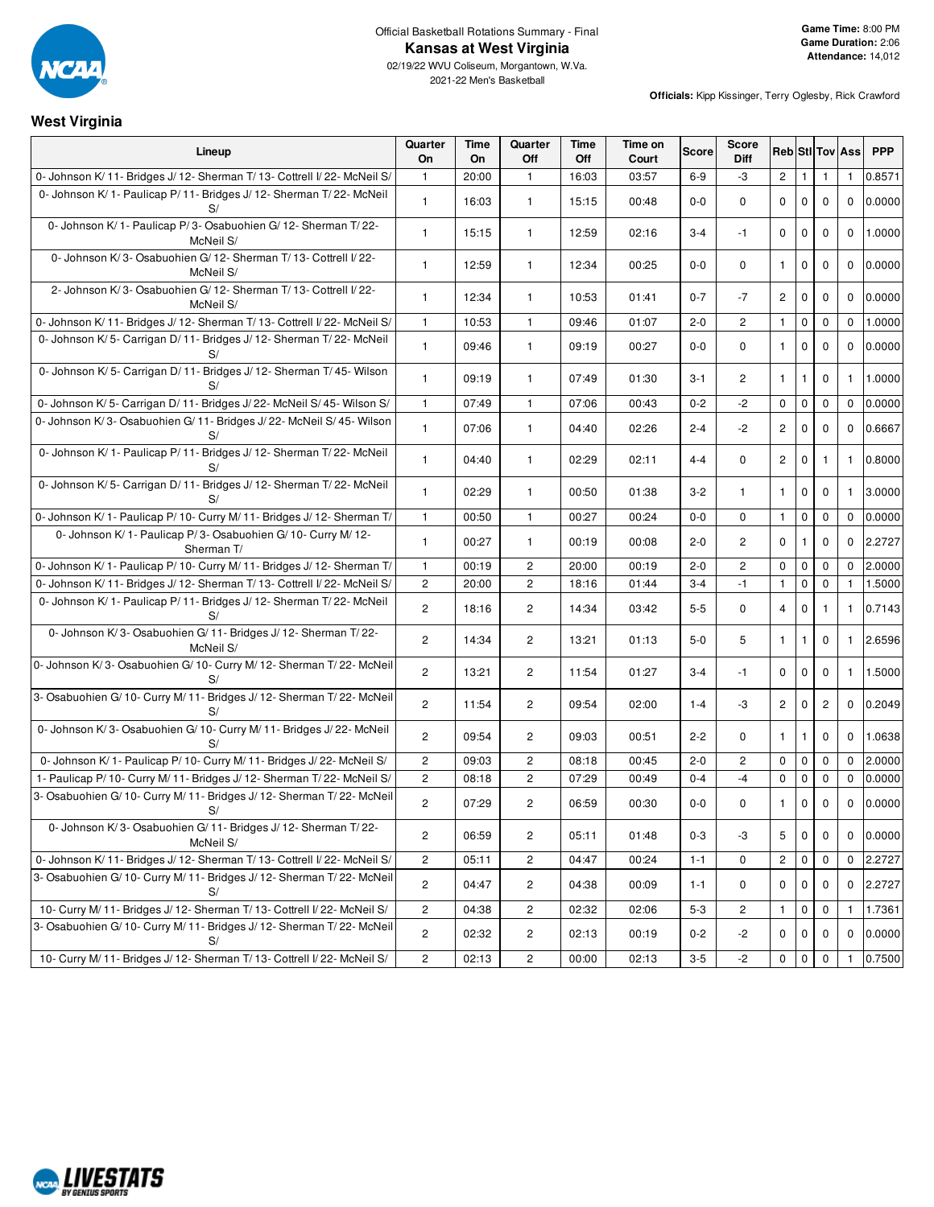Official Basketball Rotations Summary - Final

# Kansas at West Virginia

02/19/22 WVU Coliseum, Morgantown, W.Va.
2021-22 Men's Basketball

**Game Time:** 8:00 PM
**Game Duration:** 2:06
**Attendance:** 14,012

**Officials:** Kipp Kissinger, Terry Oglesby, Rick Crawford

## West Virginia

| Lineup | Quarter On | Time On | Quarter Off | Time Off | Time on Court | Score | Score Diff | Reb | Stl | Tov | Ass | PPP |
|---|---|---|---|---|---|---|---|---|---|---|---|---|
| 0- Johnson K/ 11- Bridges J/ 12- Sherman T/ 13- Cottrell I/ 22- McNeil S/ | 1 | 20:00 | 1 | 16:03 | 03:57 | 6-9 | -3 | 2 | 1 | 1 | 1 | 0.8571 |
| 0- Johnson K/ 1- Paulicap P/ 11- Bridges J/ 12- Sherman T/ 22- McNeil S/ | 1 | 16:03 | 1 | 15:15 | 00:48 | 0-0 | 0 | 0 | 0 | 0 | 0 | 0.0000 |
| 0- Johnson K/ 1- Paulicap P/ 3- Osabuohien G/ 12- Sherman T/ 22- McNeil S/ | 1 | 15:15 | 1 | 12:59 | 02:16 | 3-4 | -1 | 0 | 0 | 0 | 0 | 1.0000 |
| 0- Johnson K/ 3- Osabuohien G/ 12- Sherman T/ 13- Cottrell I/ 22- McNeil S/ | 1 | 12:59 | 1 | 12:34 | 00:25 | 0-0 | 0 | 1 | 0 | 0 | 0 | 0.0000 |
| 2- Johnson K/ 3- Osabuohien G/ 12- Sherman T/ 13- Cottrell I/ 22- McNeil S/ | 1 | 12:34 | 1 | 10:53 | 01:41 | 0-7 | -7 | 2 | 0 | 0 | 0 | 0.0000 |
| 0- Johnson K/ 11- Bridges J/ 12- Sherman T/ 13- Cottrell I/ 22- McNeil S/ | 1 | 10:53 | 1 | 09:46 | 01:07 | 2-0 | 2 | 1 | 0 | 0 | 0 | 1.0000 |
| 0- Johnson K/ 5- Carrigan D/ 11- Bridges J/ 12- Sherman T/ 22- McNeil S/ | 1 | 09:46 | 1 | 09:19 | 00:27 | 0-0 | 0 | 1 | 0 | 0 | 0 | 0.0000 |
| 0- Johnson K/ 5- Carrigan D/ 11- Bridges J/ 12- Sherman T/ 45- Wilson S/ | 1 | 09:19 | 1 | 07:49 | 01:30 | 3-1 | 2 | 1 | 1 | 0 | 1 | 1.0000 |
| 0- Johnson K/ 5- Carrigan D/ 11- Bridges J/ 22- McNeil S/ 45- Wilson S/ | 1 | 07:49 | 1 | 07:06 | 00:43 | 0-2 | -2 | 0 | 0 | 0 | 0 | 0.0000 |
| 0- Johnson K/ 3- Osabuohien G/ 11- Bridges J/ 22- McNeil S/ 45- Wilson S/ | 1 | 07:06 | 1 | 04:40 | 02:26 | 2-4 | -2 | 2 | 0 | 0 | 0 | 0.6667 |
| 0- Johnson K/ 1- Paulicap P/ 11- Bridges J/ 12- Sherman T/ 22- McNeil S/ | 1 | 04:40 | 1 | 02:29 | 02:11 | 4-4 | 0 | 2 | 0 | 1 | 1 | 0.8000 |
| 0- Johnson K/ 5- Carrigan D/ 11- Bridges J/ 12- Sherman T/ 22- McNeil S/ | 1 | 02:29 | 1 | 00:50 | 01:38 | 3-2 | 1 | 1 | 0 | 0 | 1 | 3.0000 |
| 0- Johnson K/ 1- Paulicap P/ 10- Curry M/ 11- Bridges J/ 12- Sherman T/ | 1 | 00:50 | 1 | 00:27 | 00:24 | 0-0 | 0 | 1 | 0 | 0 | 0 | 0.0000 |
| 0- Johnson K/ 1- Paulicap P/ 3- Osabuohien G/ 10- Curry M/ 12- Sherman T/ | 1 | 00:27 | 1 | 00:19 | 00:08 | 2-0 | 2 | 0 | 1 | 0 | 0 | 2.2727 |
| 0- Johnson K/ 1- Paulicap P/ 10- Curry M/ 11- Bridges J/ 12- Sherman T/ | 1 | 00:19 | 2 | 20:00 | 00:19 | 2-0 | 2 | 0 | 0 | 0 | 0 | 2.0000 |
| 0- Johnson K/ 11- Bridges J/ 12- Sherman T/ 13- Cottrell I/ 22- McNeil S/ | 2 | 20:00 | 2 | 18:16 | 01:44 | 3-4 | -1 | 1 | 0 | 0 | 1 | 1.5000 |
| 0- Johnson K/ 1- Paulicap P/ 11- Bridges J/ 12- Sherman T/ 22- McNeil S/ | 2 | 18:16 | 2 | 14:34 | 03:42 | 5-5 | 0 | 4 | 0 | 1 | 1 | 0.7143 |
| 0- Johnson K/ 3- Osabuohien G/ 11- Bridges J/ 12- Sherman T/ 22- McNeil S/ | 2 | 14:34 | 2 | 13:21 | 01:13 | 5-0 | 5 | 1 | 1 | 0 | 1 | 2.6596 |
| 0- Johnson K/ 3- Osabuohien G/ 10- Curry M/ 12- Sherman T/ 22- McNeil S/ | 2 | 13:21 | 2 | 11:54 | 01:27 | 3-4 | -1 | 0 | 0 | 0 | 1 | 1.5000 |
| 3- Osabuohien G/ 10- Curry M/ 11- Bridges J/ 12- Sherman T/ 22- McNeil S/ | 2 | 11:54 | 2 | 09:54 | 02:00 | 1-4 | -3 | 2 | 0 | 2 | 0 | 0.2049 |
| 0- Johnson K/ 3- Osabuohien G/ 10- Curry M/ 11- Bridges J/ 22- McNeil S/ | 2 | 09:54 | 2 | 09:03 | 00:51 | 2-2 | 0 | 1 | 1 | 0 | 0 | 1.0638 |
| 0- Johnson K/ 1- Paulicap P/ 10- Curry M/ 11- Bridges J/ 22- McNeil S/ | 2 | 09:03 | 2 | 08:18 | 00:45 | 2-0 | 2 | 0 | 0 | 0 | 0 | 2.0000 |
| 1- Paulicap P/ 10- Curry M/ 11- Bridges J/ 12- Sherman T/ 22- McNeil S/ | 2 | 08:18 | 2 | 07:29 | 00:49 | 0-4 | -4 | 0 | 0 | 0 | 0 | 0.0000 |
| 3- Osabuohien G/ 10- Curry M/ 11- Bridges J/ 12- Sherman T/ 22- McNeil S/ | 2 | 07:29 | 2 | 06:59 | 00:30 | 0-0 | 0 | 1 | 0 | 0 | 0 | 0.0000 |
| 0- Johnson K/ 3- Osabuohien G/ 11- Bridges J/ 12- Sherman T/ 22- McNeil S/ | 2 | 06:59 | 2 | 05:11 | 01:48 | 0-3 | -3 | 5 | 0 | 0 | 0 | 0.0000 |
| 0- Johnson K/ 11- Bridges J/ 12- Sherman T/ 13- Cottrell I/ 22- McNeil S/ | 2 | 05:11 | 2 | 04:47 | 00:24 | 1-1 | 0 | 2 | 0 | 0 | 0 | 2.2727 |
| 3- Osabuohien G/ 10- Curry M/ 11- Bridges J/ 12- Sherman T/ 22- McNeil S/ | 2 | 04:47 | 2 | 04:38 | 00:09 | 1-1 | 0 | 0 | 0 | 0 | 0 | 2.2727 |
| 10- Curry M/ 11- Bridges J/ 12- Sherman T/ 13- Cottrell I/ 22- McNeil S/ | 2 | 04:38 | 2 | 02:32 | 02:06 | 5-3 | 2 | 1 | 0 | 0 | 1 | 1.7361 |
| 3- Osabuohien G/ 10- Curry M/ 11- Bridges J/ 12- Sherman T/ 22- McNeil S/ | 2 | 02:32 | 2 | 02:13 | 00:19 | 0-2 | -2 | 0 | 0 | 0 | 0 | 0.0000 |
| 10- Curry M/ 11- Bridges J/ 12- Sherman T/ 13- Cottrell I/ 22- McNeil S/ | 2 | 02:13 | 2 | 00:00 | 02:13 | 3-5 | -2 | 0 | 0 | 0 | 1 | 0.7500 |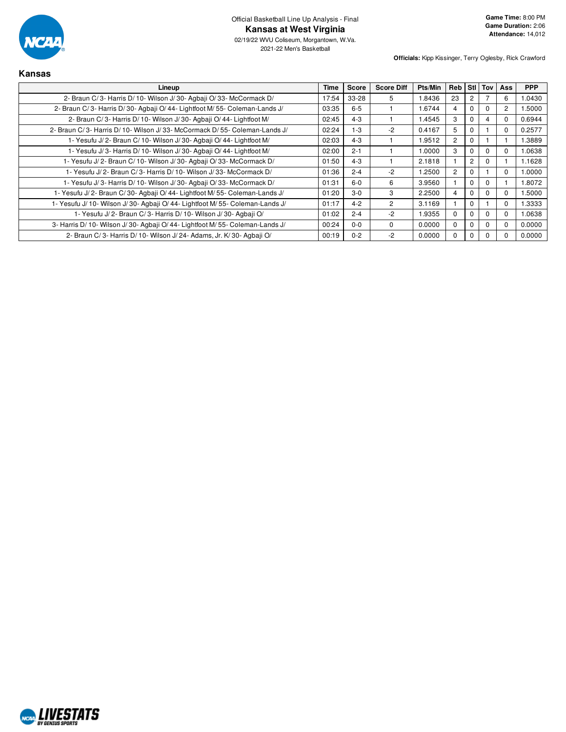Official Basketball Line Up Analysis - Final

# Kansas at West Virginia

02/19/22 WVU Coliseum, Morgantown, W.Va.
2021-22 Men's Basketball

**Game Time:** 8:00 PM
**Game Duration:** 2:06
**Attendance:** 14,012

**Officials:** Kipp Kissinger, Terry Oglesby, Rick Crawford

## Kansas

| Lineup | Time | Score | Score Diff | Pts/Min | Reb | Stl | Tov | Ass | PPP |
|---|---|---|---|---|---|---|---|---|---|
| 2- Braun C/ 3- Harris D/ 10- Wilson J/ 30- Agbaji O/ 33- McCormack D/ | 17:54 | 33-28 | 5 | 1.8436 | 23 | 2 | 7 | 6 | 1.0430 |
| 2- Braun C/ 3- Harris D/ 30- Agbaji O/ 44- Lightfoot M/ 55- Coleman-Lands J/ | 03:35 | 6-5 | 1 | 1.6744 | 4 | 0 | 0 | 2 | 1.5000 |
| 2- Braun C/ 3- Harris D/ 10- Wilson J/ 30- Agbaji O/ 44- Lightfoot M/ | 02:45 | 4-3 | 1 | 1.4545 | 3 | 0 | 4 | 0 | 0.6944 |
| 2- Braun C/ 3- Harris D/ 10- Wilson J/ 33- McCormack D/ 55- Coleman-Lands J/ | 02:24 | 1-3 | -2 | 0.4167 | 5 | 0 | 1 | 0 | 0.2577 |
| 1- Yesufu J/ 2- Braun C/ 10- Wilson J/ 30- Agbaji O/ 44- Lightfoot M/ | 02:03 | 4-3 | 1 | 1.9512 | 2 | 0 | 1 | 1 | 1.3889 |
| 1- Yesufu J/ 3- Harris D/ 10- Wilson J/ 30- Agbaji O/ 44- Lightfoot M/ | 02:00 | 2-1 | 1 | 1.0000 | 3 | 0 | 0 | 0 | 1.0638 |
| 1- Yesufu J/ 2- Braun C/ 10- Wilson J/ 30- Agbaji O/ 33- McCormack D/ | 01:50 | 4-3 | 1 | 2.1818 | 1 | 2 | 0 | 1 | 1.1628 |
| 1- Yesufu J/ 2- Braun C/ 3- Harris D/ 10- Wilson J/ 33- McCormack D/ | 01:36 | 2-4 | -2 | 1.2500 | 2 | 0 | 1 | 0 | 1.0000 |
| 1- Yesufu J/ 3- Harris D/ 10- Wilson J/ 30- Agbaji O/ 33- McCormack D/ | 01:31 | 6-0 | 6 | 3.9560 | 1 | 0 | 0 | 1 | 1.8072 |
| 1- Yesufu J/ 2- Braun C/ 30- Agbaji O/ 44- Lightfoot M/ 55- Coleman-Lands J/ | 01:20 | 3-0 | 3 | 2.2500 | 4 | 0 | 0 | 0 | 1.5000 |
| 1- Yesufu J/ 10- Wilson J/ 30- Agbaji O/ 44- Lightfoot M/ 55- Coleman-Lands J/ | 01:17 | 4-2 | 2 | 3.1169 | 1 | 0 | 1 | 0 | 1.3333 |
| 1- Yesufu J/ 2- Braun C/ 3- Harris D/ 10- Wilson J/ 30- Agbaji O/ | 01:02 | 2-4 | -2 | 1.9355 | 0 | 0 | 0 | 0 | 1.0638 |
| 3- Harris D/ 10- Wilson J/ 30- Agbaji O/ 44- Lightfoot M/ 55- Coleman-Lands J/ | 00:24 | 0-0 | 0 | 0.0000 | 0 | 0 | 0 | 0 | 0.0000 |
| 2- Braun C/ 3- Harris D/ 10- Wilson J/ 24- Adams, Jr. K/ 30- Agbaji O/ | 00:19 | 0-2 | -2 | 0.0000 | 0 | 0 | 0 | 0 | 0.0000 |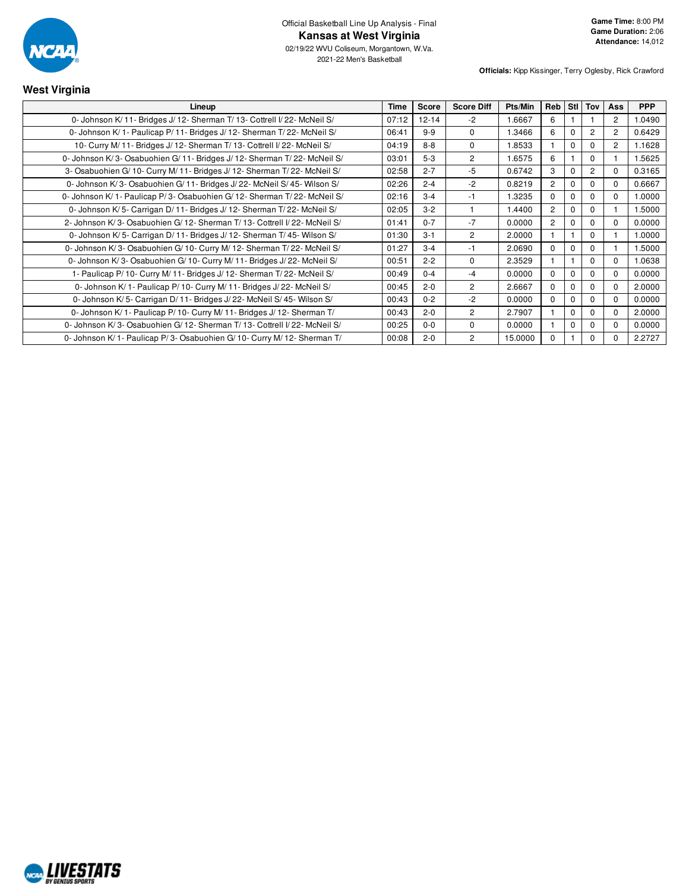Official Basketball Line Up Analysis - Final

# Kansas at West Virginia

02/19/22 WVU Coliseum, Morgantown, W.Va.

2021-22 Men's Basketball

**Game Time:** 8:00 PM
**Game Duration:** 2:06
**Attendance:** 14,012

**Officials:** Kipp Kissinger, Terry Oglesby, Rick Crawford

## West Virginia

| Lineup | Time | Score | Score Diff | Pts/Min | Reb | Stl | Tov | Ass | PPP |
|---|---|---|---|---|---|---|---|---|---|
| 0- Johnson K/ 11- Bridges J/ 12- Sherman T/ 13- Cottrell I/ 22- McNeil S/ | 07:12 | 12-14 | -2 | 1.6667 | 6 | 1 | 1 | 2 | 1.0490 |
| 0- Johnson K/ 1- Paulicap P/ 11- Bridges J/ 12- Sherman T/ 22- McNeil S/ | 06:41 | 9-9 | 0 | 1.3466 | 6 | 0 | 2 | 2 | 0.6429 |
| 10- Curry M/ 11- Bridges J/ 12- Sherman T/ 13- Cottrell I/ 22- McNeil S/ | 04:19 | 8-8 | 0 | 1.8533 | 1 | 0 | 0 | 2 | 1.1628 |
| 0- Johnson K/ 3- Osabuohien G/ 11- Bridges J/ 12- Sherman T/ 22- McNeil S/ | 03:01 | 5-3 | 2 | 1.6575 | 6 | 1 | 0 | 1 | 1.5625 |
| 3- Osabuohien G/ 10- Curry M/ 11- Bridges J/ 12- Sherman T/ 22- McNeil S/ | 02:58 | 2-7 | -5 | 0.6742 | 3 | 0 | 2 | 0 | 0.3165 |
| 0- Johnson K/ 3- Osabuohien G/ 11- Bridges J/ 22- McNeil S/ 45- Wilson S/ | 02:26 | 2-4 | -2 | 0.8219 | 2 | 0 | 0 | 0 | 0.6667 |
| 0- Johnson K/ 1- Paulicap P/ 3- Osabuohien G/ 12- Sherman T/ 22- McNeil S/ | 02:16 | 3-4 | -1 | 1.3235 | 0 | 0 | 0 | 0 | 1.0000 |
| 0- Johnson K/ 5- Carrigan D/ 11- Bridges J/ 12- Sherman T/ 22- McNeil S/ | 02:05 | 3-2 | 1 | 1.4400 | 2 | 0 | 0 | 1 | 1.5000 |
| 2- Johnson K/ 3- Osabuohien G/ 12- Sherman T/ 13- Cottrell I/ 22- McNeil S/ | 01:41 | 0-7 | -7 | 0.0000 | 2 | 0 | 0 | 0 | 0.0000 |
| 0- Johnson K/ 5- Carrigan D/ 11- Bridges J/ 12- Sherman T/ 45- Wilson S/ | 01:30 | 3-1 | 2 | 2.0000 | 1 | 1 | 0 | 1 | 1.0000 |
| 0- Johnson K/ 3- Osabuohien G/ 10- Curry M/ 12- Sherman T/ 22- McNeil S/ | 01:27 | 3-4 | -1 | 2.0690 | 0 | 0 | 0 | 1 | 1.5000 |
| 0- Johnson K/ 3- Osabuohien G/ 10- Curry M/ 11- Bridges J/ 22- McNeil S/ | 00:51 | 2-2 | 0 | 2.3529 | 1 | 1 | 0 | 0 | 1.0638 |
| 1- Paulicap P/ 10- Curry M/ 11- Bridges J/ 12- Sherman T/ 22- McNeil S/ | 00:49 | 0-4 | -4 | 0.0000 | 0 | 0 | 0 | 0 | 0.0000 |
| 0- Johnson K/ 1- Paulicap P/ 10- Curry M/ 11- Bridges J/ 22- McNeil S/ | 00:45 | 2-0 | 2 | 2.6667 | 0 | 0 | 0 | 0 | 2.0000 |
| 0- Johnson K/ 5- Carrigan D/ 11- Bridges J/ 22- McNeil S/ 45- Wilson S/ | 00:43 | 0-2 | -2 | 0.0000 | 0 | 0 | 0 | 0 | 0.0000 |
| 0- Johnson K/ 1- Paulicap P/ 10- Curry M/ 11- Bridges J/ 12- Sherman T/ | 00:43 | 2-0 | 2 | 2.7907 | 1 | 0 | 0 | 0 | 2.0000 |
| 0- Johnson K/ 3- Osabuohien G/ 12- Sherman T/ 13- Cottrell I/ 22- McNeil S/ | 00:25 | 0-0 | 0 | 0.0000 | 1 | 0 | 0 | 0 | 0.0000 |
| 0- Johnson K/ 1- Paulicap P/ 3- Osabuohien G/ 10- Curry M/ 12- Sherman T/ | 00:08 | 2-0 | 2 | 15.0000 | 0 | 1 | 0 | 0 | 2.2727 |